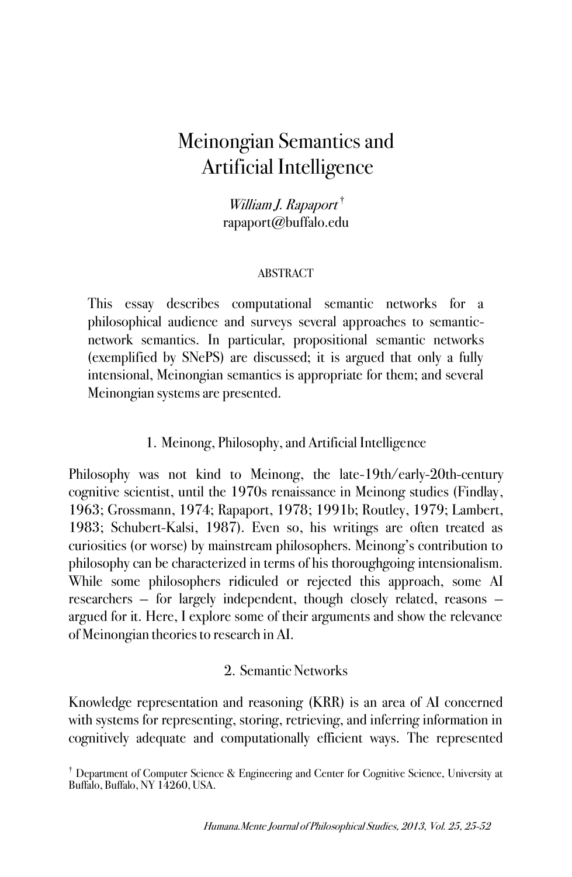# Meinongian Semantics and Artificial Intelligence

*William J. Rapaport*[†]
rapaport@buffalo.edu

ABSTRACT

This essay describes computational semantic networks for a philosophical audience and surveys several approaches to semantic-network semantics. In particular, propositional semantic networks (exemplified by SNePS) are discussed; it is argued that only a fully intensional, Meinongian semantics is appropriate for them; and several Meinongian systems are presented.

## 1. Meinong, Philosophy, and Artificial Intelligence

Philosophy was not kind to Meinong, the late-19th/early-20th-century cognitive scientist, until the 1970s renaissance in Meinong studies (Findlay, 1963; Grossmann, 1974; Rapaport, 1978; 1991b; Routley, 1979; Lambert, 1983; Schubert-Kalsi, 1987). Even so, his writings are often treated as curiosities (or worse) by mainstream philosophers. Meinong's contribution to philosophy can be characterized in terms of his thoroughgoing intensionalism. While some philosophers ridiculed or rejected this approach, some AI researchers — for largely independent, though closely related, reasons — argued for it. Here, I explore some of their arguments and show the relevance of Meinongian theories to research in AI.

## 2. Semantic Networks

Knowledge representation and reasoning (KRR) is an area of AI concerned with systems for representing, storing, retrieving, and inferring information in cognitively adequate and computationally efficient ways. The represented

[†] Department of Computer Science & Engineering and Center for Cognitive Science, University at Buffalo, Buffalo, NY 14260, USA.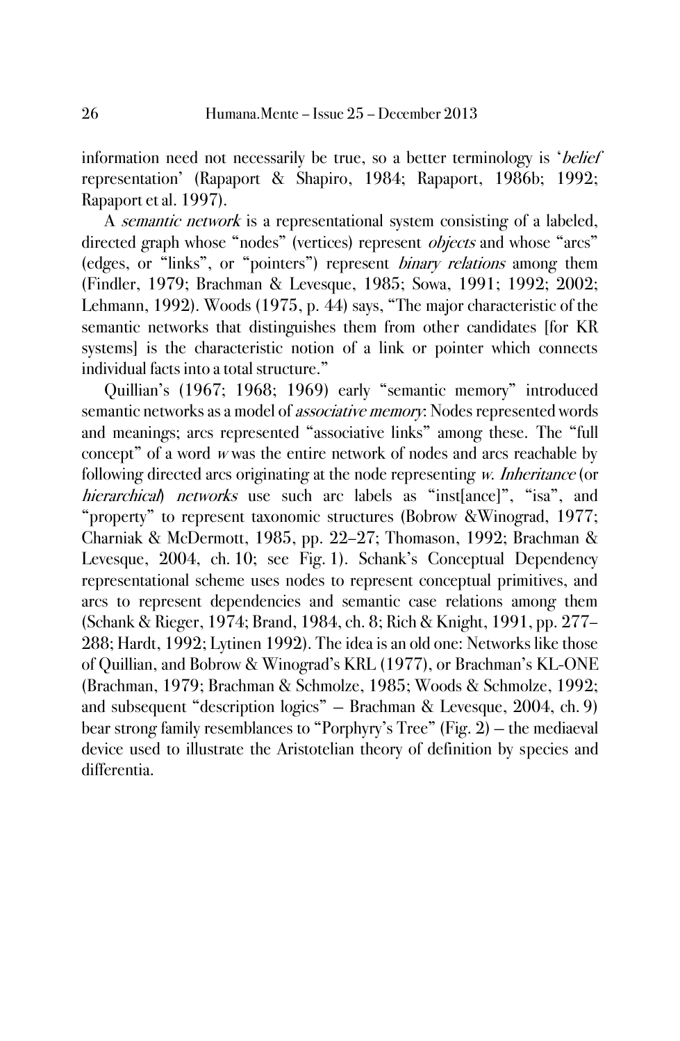information need not necessarily be true, so a better terminology is '*belief* representation' (Rapaport & Shapiro, 1984; Rapaport, 1986b; 1992; Rapaport et al. 1997).

A *semantic network* is a representational system consisting of a labeled, directed graph whose "nodes" (vertices) represent *objects* and whose "arcs" (edges, or "links", or "pointers") represent *binary relations* among them (Findler, 1979; Brachman & Levesque, 1985; Sowa, 1991; 1992; 2002; Lehmann, 1992). Woods (1975, p. 44) says, "The major characteristic of the semantic networks that distinguishes them from other candidates [for KR systems] is the characteristic notion of a link or pointer which connects individual facts into a total structure."

Quillian's (1967; 1968; 1969) early "semantic memory" introduced semantic networks as a model of *associative memory*: Nodes represented words and meanings; arcs represented "associative links" among these. The "full concept" of a word *w* was the entire network of nodes and arcs reachable by following directed arcs originating at the node representing *w*. *Inheritance* (or *hierarchical*) *networks* use such arc labels as "inst[ance]", "isa", and "property" to represent taxonomic structures (Bobrow &Winograd, 1977; Charniak & McDermott, 1985, pp. 22–27; Thomason, 1992; Brachman & Levesque, 2004, ch. 10; see Fig. 1). Schank's Conceptual Dependency representational scheme uses nodes to represent conceptual primitives, and arcs to represent dependencies and semantic case relations among them (Schank & Rieger, 1974; Brand, 1984, ch. 8; Rich & Knight, 1991, pp. 277–288; Hardt, 1992; Lytinen 1992). The idea is an old one: Networks like those of Quillian, and Bobrow & Winograd's KRL (1977), or Brachman's KL-ONE (Brachman, 1979; Brachman & Schmolze, 1985; Woods & Schmolze, 1992; and subsequent "description logics" – Brachman & Levesque, 2004, ch. 9) bear strong family resemblances to "Porphyry's Tree" (Fig. 2) – the mediaeval device used to illustrate the Aristotelian theory of definition by species and differentia.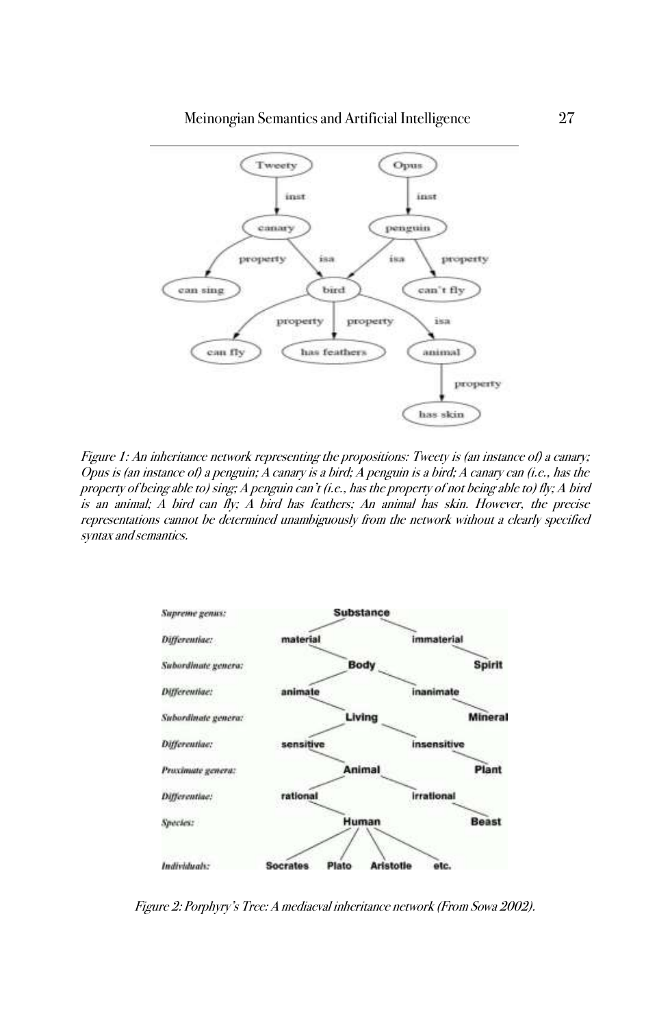*Figure 1: An inheritance network representing the propositions: Tweety is (an instance of) a canary; Opus is (an instance of) a penguin; A canary is a bird; A penguin is a bird; A canary can (i.e., has the property of being able to) sing; A penguin can't (i.e., has the property of not being able to) fly; A bird is an animal; A bird can fly; A bird has feathers; An animal has skin. However, the precise representations cannot be determined unambiguously from the network without a clearly specified syntax and semantics.*

*Figure 2: Porphyry's Tree: A mediaeval inheritance network (From Sowa 2002).*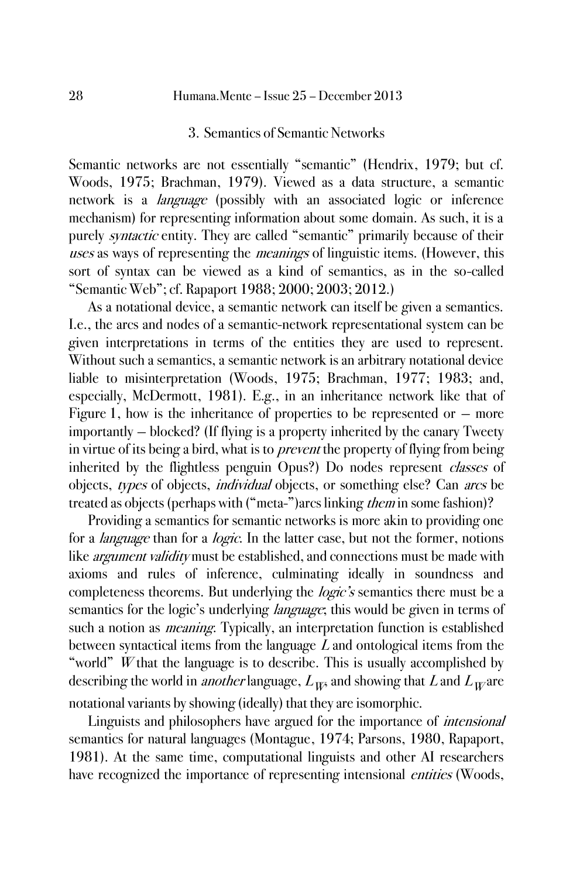## 3. Semantics of Semantic Networks

Semantic networks are not essentially "semantic" (Hendrix, 1979; but cf. Woods, 1975; Brachman, 1979). Viewed as a data structure, a semantic network is a *language* (possibly with an associated logic or inference mechanism) for representing information about some domain. As such, it is a purely *syntactic* entity. They are called "semantic" primarily because of their *uses* as ways of representing the *meanings* of linguistic items. (However, this sort of syntax can be viewed as a kind of semantics, as in the so-called "Semantic Web"; cf. Rapaport 1988; 2000; 2003; 2012.)

As a notational device, a semantic network can itself be given a semantics. I.e., the arcs and nodes of a semantic-network representational system can be given interpretations in terms of the entities they are used to represent. Without such a semantics, a semantic network is an arbitrary notational device liable to misinterpretation (Woods, 1975; Brachman, 1977; 1983; and, especially, McDermott, 1981). E.g., in an inheritance network like that of Figure 1, how is the inheritance of properties to be represented or – more importantly – blocked? (If flying is a property inherited by the canary Tweety in virtue of its being a bird, what is to *prevent* the property of flying from being inherited by the flightless penguin Opus?) Do nodes represent *classes* of objects, *types* of objects, *individual* objects, or something else? Can *arcs* be treated as objects (perhaps with ("meta-")arcs linking *them* in some fashion)?

Providing a semantics for semantic networks is more akin to providing one for a *language* than for a *logic*. In the latter case, but not the former, notions like *argument validity* must be established, and connections must be made with axioms and rules of inference, culminating ideally in soundness and completeness theorems. But underlying the *logic's* semantics there must be a semantics for the logic's underlying *language*; this would be given in terms of such a notion as *meaning*. Typically, an interpretation function is established between syntactical items from the language $L$ and ontological items from the "world" $W$ that the language is to describe. This is usually accomplished by describing the world in *another* language, $L_W$, and showing that $L$ and $L_W$ are notational variants by showing (ideally) that they are isomorphic.

Linguists and philosophers have argued for the importance of *intensional* semantics for natural languages (Montague, 1974; Parsons, 1980, Rapaport, 1981). At the same time, computational linguists and other AI researchers have recognized the importance of representing intensional *entities* (Woods,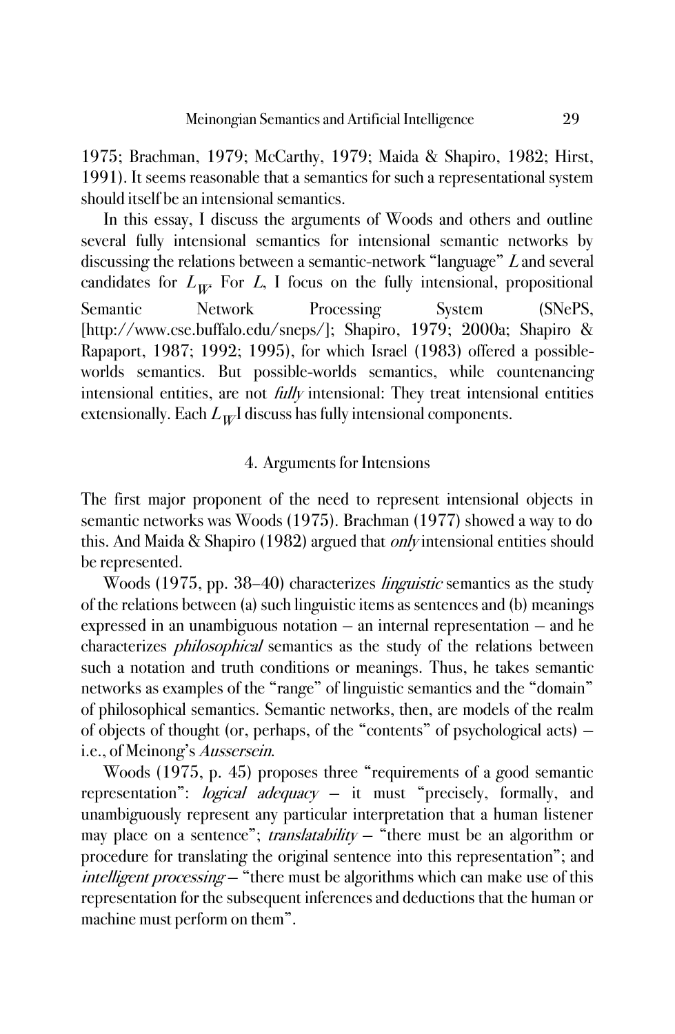1975; Brachman, 1979; McCarthy, 1979; Maida & Shapiro, 1982; Hirst, 1991). It seems reasonable that a semantics for such a representational system should itself be an intensional semantics.

In this essay, I discuss the arguments of Woods and others and outline several fully intensional semantics for intensional semantic networks by discussing the relations between a semantic-network "language" $L$ and several candidates for $L_W$. For $L$, I focus on the fully intensional, propositional Semantic Network Processing System (SNePS, [http://www.cse.buffalo.edu/sneps/]; Shapiro, 1979; 2000a; Shapiro & Rapaport, 1987; 1992; 1995), for which Israel (1983) offered a possible-worlds semantics. But possible-worlds semantics, while countenancing intensional entities, are not *fully* intensional: They treat intensional entities extensionally. Each $L_W$ I discuss has fully intensional components.

## 4. Arguments for Intensions

The first major proponent of the need to represent intensional objects in semantic networks was Woods (1975). Brachman (1977) showed a way to do this. And Maida & Shapiro (1982) argued that *only* intensional entities should be represented.

Woods (1975, pp. 38–40) characterizes *linguistic* semantics as the study of the relations between (a) such linguistic items as sentences and (b) meanings expressed in an unambiguous notation – an internal representation – and he characterizes *philosophical* semantics as the study of the relations between such a notation and truth conditions or meanings. Thus, he takes semantic networks as examples of the "range" of linguistic semantics and the "domain" of philosophical semantics. Semantic networks, then, are models of the realm of objects of thought (or, perhaps, of the "contents" of psychological acts) – i.e., of Meinong's *Aussersein*.

Woods (1975, p. 45) proposes three "requirements of a good semantic representation": *logical adequacy* – it must "precisely, formally, and unambiguously represent any particular interpretation that a human listener may place on a sentence"; *translatability* – "there must be an algorithm or procedure for translating the original sentence into this representation"; and *intelligent processing* – "there must be algorithms which can make use of this representation for the subsequent inferences and deductions that the human or machine must perform on them".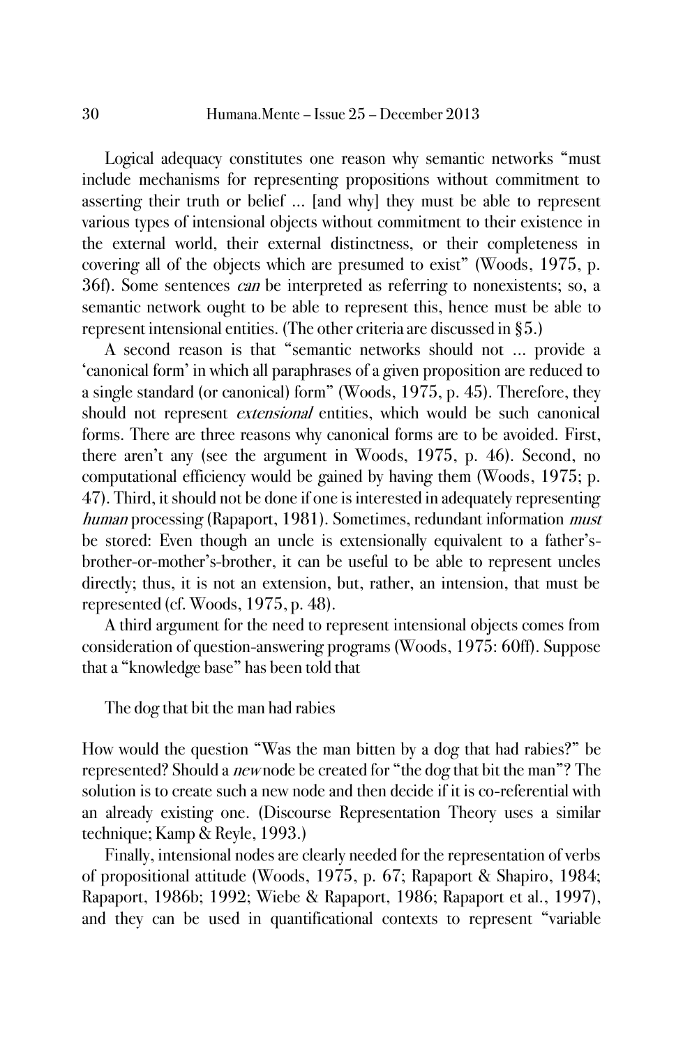Logical adequacy constitutes one reason why semantic networks "must include mechanisms for representing propositions without commitment to asserting their truth or belief ... [and why] they must be able to represent various types of intensional objects without commitment to their existence in the external world, their external distinctness, or their completeness in covering all of the objects which are presumed to exist" (Woods, 1975, p. 36f). Some sentences *can* be interpreted as referring to nonexistents; so, a semantic network ought to be able to represent this, hence must be able to represent intensional entities. (The other criteria are discussed in §5.)

A second reason is that "semantic networks should not ... provide a 'canonical form' in which all paraphrases of a given proposition are reduced to a single standard (or canonical) form" (Woods, 1975, p. 45). Therefore, they should not represent *extensional* entities, which would be such canonical forms. There are three reasons why canonical forms are to be avoided. First, there aren't any (see the argument in Woods, 1975, p. 46). Second, no computational efficiency would be gained by having them (Woods, 1975; p. 47). Third, it should not be done if one is interested in adequately representing *human* processing (Rapaport, 1981). Sometimes, redundant information *must* be stored: Even though an uncle is extensionally equivalent to a father's-brother-or-mother's-brother, it can be useful to be able to represent uncles directly; thus, it is not an extension, but, rather, an intension, that must be represented (cf. Woods, 1975, p. 48).

A third argument for the need to represent intensional objects comes from consideration of question-answering programs (Woods, 1975: 60ff). Suppose that a "knowledge base" has been told that

The dog that bit the man had rabies

How would the question "Was the man bitten by a dog that had rabies?" be represented? Should a *new* node be created for "the dog that bit the man"? The solution is to create such a new node and then decide if it is co-referential with an already existing one. (Discourse Representation Theory uses a similar technique; Kamp & Reyle, 1993.)

Finally, intensional nodes are clearly needed for the representation of verbs of propositional attitude (Woods, 1975, p. 67; Rapaport & Shapiro, 1984; Rapaport, 1986b; 1992; Wiebe & Rapaport, 1986; Rapaport et al., 1997), and they can be used in quantificational contexts to represent "variable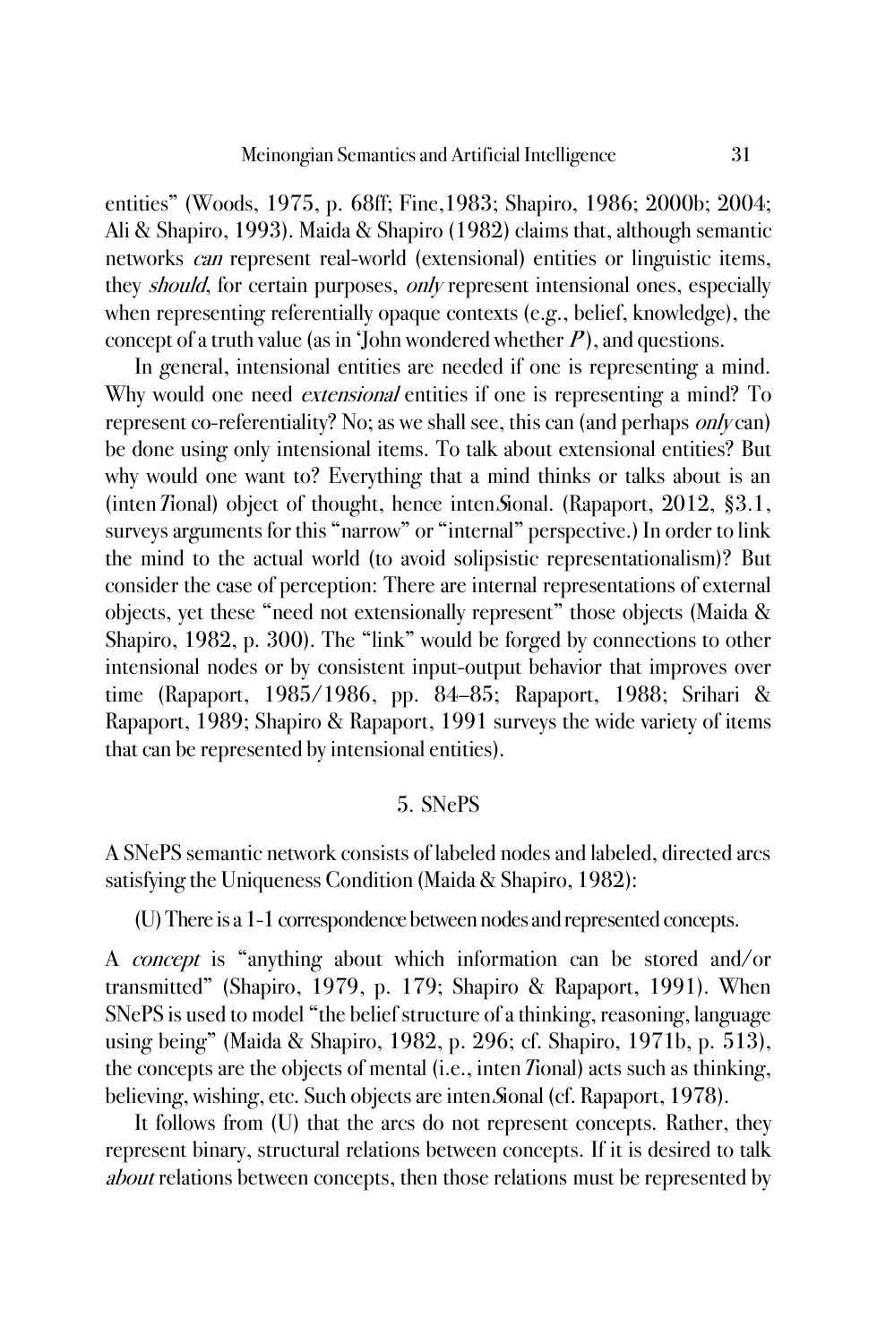entities" (Woods, 1975, p. 68ff; Fine,1983; Shapiro, 1986; 2000b; 2004; Ali & Shapiro, 1993). Maida & Shapiro (1982) claims that, although semantic networks *can* represent real-world (extensional) entities or linguistic items, they *should*, for certain purposes, *only* represent intensional ones, especially when representing referentially opaque contexts (e.g., belief, knowledge), the concept of a truth value (as in 'John wondered whether *P*'), and questions.

In general, intensional entities are needed if one is representing a mind. Why would one need *extensional* entities if one is representing a mind? To represent co-referentiality? No; as we shall see, this can (and perhaps *only* can) be done using only intensional items. To talk about extensional entities? But why would one want to? Everything that a mind thinks or talks about is an (inten*T*ional) object of thought, hence inten*S*ional. (Rapaport, 2012, §3.1, surveys arguments for this "narrow" or "internal" perspective.) In order to link the mind to the actual world (to avoid solipsistic representationalism)? But consider the case of perception: There are internal representations of external objects, yet these "need not extensionally represent" those objects (Maida & Shapiro, 1982, p. 300). The "link" would be forged by connections to other intensional nodes or by consistent input-output behavior that improves over time (Rapaport, 1985/1986, pp. 84–85; Rapaport, 1988; Srihari & Rapaport, 1989; Shapiro & Rapaport, 1991 surveys the wide variety of items that can be represented by intensional entities).

## 5. SNePS

A SNePS semantic network consists of labeled nodes and labeled, directed arcs satisfying the Uniqueness Condition (Maida & Shapiro, 1982):

(U) There is a 1-1 correspondence between nodes and represented concepts.

A *concept* is "anything about which information can be stored and/or transmitted" (Shapiro, 1979, p. 179; Shapiro & Rapaport, 1991). When SNePS is used to model "the belief structure of a thinking, reasoning, language using being" (Maida & Shapiro, 1982, p. 296; cf. Shapiro, 1971b, p. 513), the concepts are the objects of mental (i.e., inten*T*ional) acts such as thinking, believing, wishing, etc. Such objects are inten*S*ional (cf. Rapaport, 1978).

It follows from (U) that the arcs do not represent concepts. Rather, they represent binary, structural relations between concepts. If it is desired to talk *about* relations between concepts, then those relations must be represented by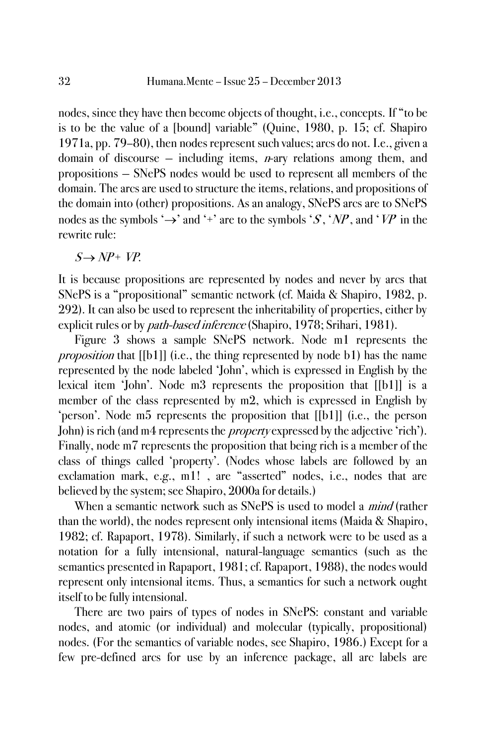nodes, since they have then become objects of thought, i.e., concepts. If "to be is to be the value of a [bound] variable" (Quine, 1980, p. 15; cf. Shapiro 1971a, pp. 79–80), then nodes represent such values; arcs do not. I.e., given a domain of discourse – including items, *n*-ary relations among them, and propositions – SNePS nodes would be used to represent all members of the domain. The arcs are used to structure the items, relations, and propositions of the domain into (other) propositions. As an analogy, SNePS arcs are to SNePS nodes as the symbols '$\rightarrow$' and '+' are to the symbols '*S*', '*NP*', and '*VP*' in the rewrite rule:

$S \rightarrow NP + VP$.

It is because propositions are represented by nodes and never by arcs that SNePS is a "propositional" semantic network (cf. Maida & Shapiro, 1982, p. 292). It can also be used to represent the inheritability of properties, either by explicit rules or by *path-based inference* (Shapiro, 1978; Srihari, 1981).

Figure 3 shows a sample SNePS network. Node m1 represents the *proposition* that [[b1]] (i.e., the thing represented by node b1) has the name represented by the node labeled 'John', which is expressed in English by the lexical item 'John'. Node m3 represents the proposition that [[b1]] is a member of the class represented by m2, which is expressed in English by 'person'. Node m5 represents the proposition that [[b1]] (i.e., the person John) is rich (and m4 represents the *property* expressed by the adjective 'rich'). Finally, node m7 represents the proposition that being rich is a member of the class of things called 'property'. (Nodes whose labels are followed by an exclamation mark, e.g., m1! , are "asserted" nodes, i.e., nodes that are believed by the system; see Shapiro, 2000a for details.)

When a semantic network such as SNePS is used to model a *mind* (rather than the world), the nodes represent only intensional items (Maida & Shapiro, 1982; cf. Rapaport, 1978). Similarly, if such a network were to be used as a notation for a fully intensional, natural-language semantics (such as the semantics presented in Rapaport, 1981; cf. Rapaport, 1988), the nodes would represent only intensional items. Thus, a semantics for such a network ought itself to be fully intensional.

There are two pairs of types of nodes in SNePS: constant and variable nodes, and atomic (or individual) and molecular (typically, propositional) nodes. (For the semantics of variable nodes, see Shapiro, 1986.) Except for a few pre-defined arcs for use by an inference package, all arc labels are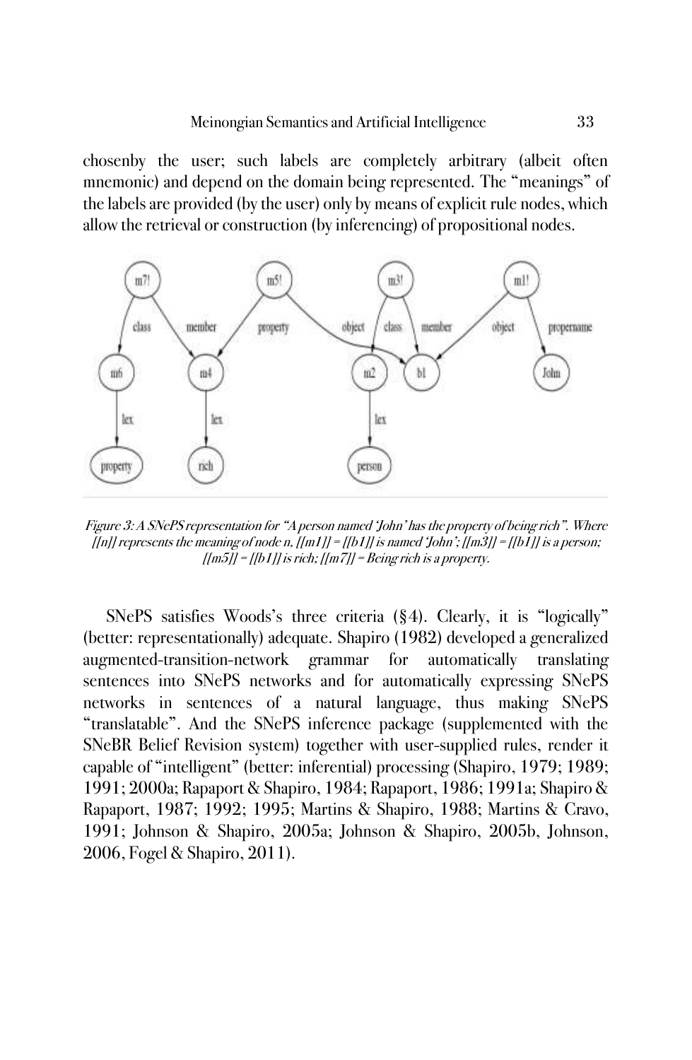chosenby the user; such labels are completely arbitrary (albeit often mnemonic) and depend on the domain being represented. The "meanings" of the labels are provided (by the user) only by means of explicit rule nodes, which allow the retrieval or construction (by inferencing) of propositional nodes.

*Figure 3: A SNePS representation for "A person named 'John' has the property of being rich". Where [[n]] represents the meaning of node n, [[m1]] = [[b1]] is named 'John'; [[m3]] = [[b1]] is a person; [[m5]] = [[b1]] is rich; [[m7]] = Being rich is a property.*

SNePS satisfies Woods's three criteria (§4). Clearly, it is "logically" (better: representationally) adequate. Shapiro (1982) developed a generalized augmented-transition-network grammar for automatically translating sentences into SNePS networks and for automatically expressing SNePS networks in sentences of a natural language, thus making SNePS "translatable". And the SNePS inference package (supplemented with the SNeBR Belief Revision system) together with user-supplied rules, render it capable of "intelligent" (better: inferential) processing (Shapiro, 1979; 1989; 1991; 2000a; Rapaport & Shapiro, 1984; Rapaport, 1986; 1991a; Shapiro & Rapaport, 1987; 1992; 1995; Martins & Shapiro, 1988; Martins & Cravo, 1991; Johnson & Shapiro, 2005a; Johnson & Shapiro, 2005b, Johnson, 2006, Fogel & Shapiro, 2011).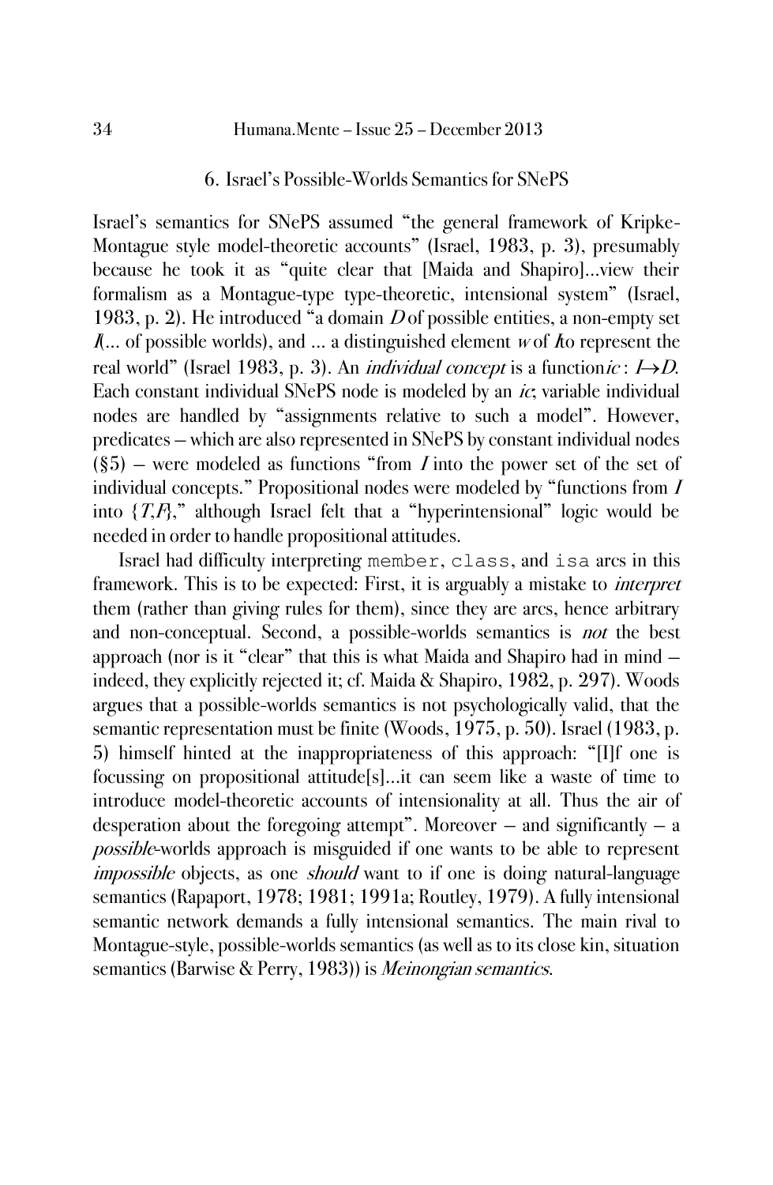## 6. Israel's Possible-Worlds Semantics for SNePS

Israel's semantics for SNePS assumed "the general framework of Kripke-Montague style model-theoretic accounts" (Israel, 1983, p. 3), presumably because he took it as "quite clear that [Maida and Shapiro]...view their formalism as a Montague-type type-theoretic, intensional system" (Israel, 1983, p. 2). He introduced "a domain $D$ of possible entities, a non-empty set $I$(... of possible worlds), and ... a distinguished element $w$ of $I$ to represent the real world" (Israel 1983, p. 3). An *individual concept* is a function $ic : I \mapsto D$. Each constant individual SNePS node is modeled by an *ic*; variable individual nodes are handled by "assignments relative to such a model". However, predicates – which are also represented in SNePS by constant individual nodes (§5) – were modeled as functions "from $I$ into the power set of the set of individual concepts." Propositional nodes were modeled by "functions from $I$ into $\{T,F\}$," although Israel felt that a "hyperintensional" logic would be needed in order to handle propositional attitudes.

Israel had difficulty interpreting `member`, `class`, and `isa` arcs in this framework. This is to be expected: First, it is arguably a mistake to *interpret* them (rather than giving rules for them), since they are arcs, hence arbitrary and non-conceptual. Second, a possible-worlds semantics is *not* the best approach (nor is it "clear" that this is what Maida and Shapiro had in mind – indeed, they explicitly rejected it; cf. Maida & Shapiro, 1982, p. 297). Woods argues that a possible-worlds semantics is not psychologically valid, that the semantic representation must be finite (Woods, 1975, p. 50). Israel (1983, p. 5) himself hinted at the inappropriateness of this approach: "[I]f one is focussing on propositional attitude[s]...it can seem like a waste of time to introduce model-theoretic accounts of intensionality at all. Thus the air of desperation about the foregoing attempt". Moreover – and significantly – a *possible*-worlds approach is misguided if one wants to be able to represent *impossible* objects, as one *should* want to if one is doing natural-language semantics (Rapaport, 1978; 1981; 1991a; Routley, 1979). A fully intensional semantic network demands a fully intensional semantics. The main rival to Montague-style, possible-worlds semantics (as well as to its close kin, situation semantics (Barwise & Perry, 1983)) is *Meinongian semantics*.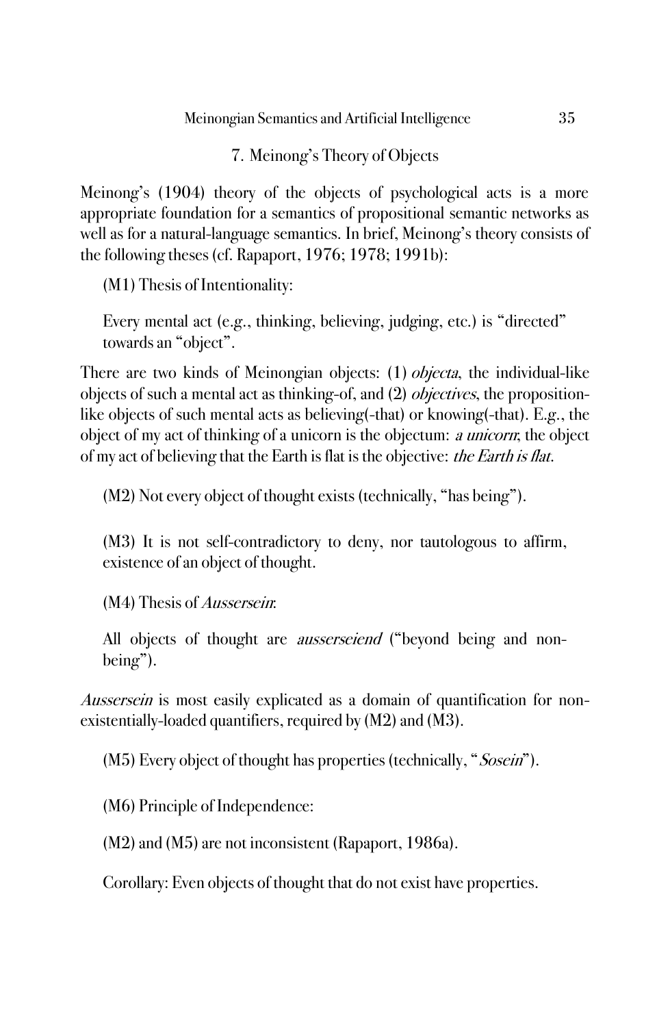## 7. Meinong's Theory of Objects

Meinong's (1904) theory of the objects of psychological acts is a more appropriate foundation for a semantics of propositional semantic networks as well as for a natural-language semantics. In brief, Meinong's theory consists of the following theses (cf. Rapaport, 1976; 1978; 1991b):

> (M1) Thesis of Intentionality:
>
> Every mental act (e.g., thinking, believing, judging, etc.) is "directed" towards an "object".

There are two kinds of Meinongian objects: (1) *objecta*, the individual-like objects of such a mental act as thinking-of, and (2) *objectives*, the proposition-like objects of such mental acts as believing(-that) or knowing(-that). E.g., the object of my act of thinking of a unicorn is the objectum: *a unicorn*; the object of my act of believing that the Earth is flat is the objective: *the Earth is flat*.

> (M2) Not every object of thought exists (technically, "has being").

> (M3) It is not self-contradictory to deny, nor tautologous to affirm, existence of an object of thought.

> (M4) Thesis of *Aussersein*:
>
> All objects of thought are *ausserseiend* ("beyond being and non-being").

*Aussersein* is most easily explicated as a domain of quantification for non-existentially-loaded quantifiers, required by (M2) and (M3).

> (M5) Every object of thought has properties (technically, "*Sosein*").

> (M6) Principle of Independence:
>
> (M2) and (M5) are not inconsistent (Rapaport, 1986a).
>
> Corollary: Even objects of thought that do not exist have properties.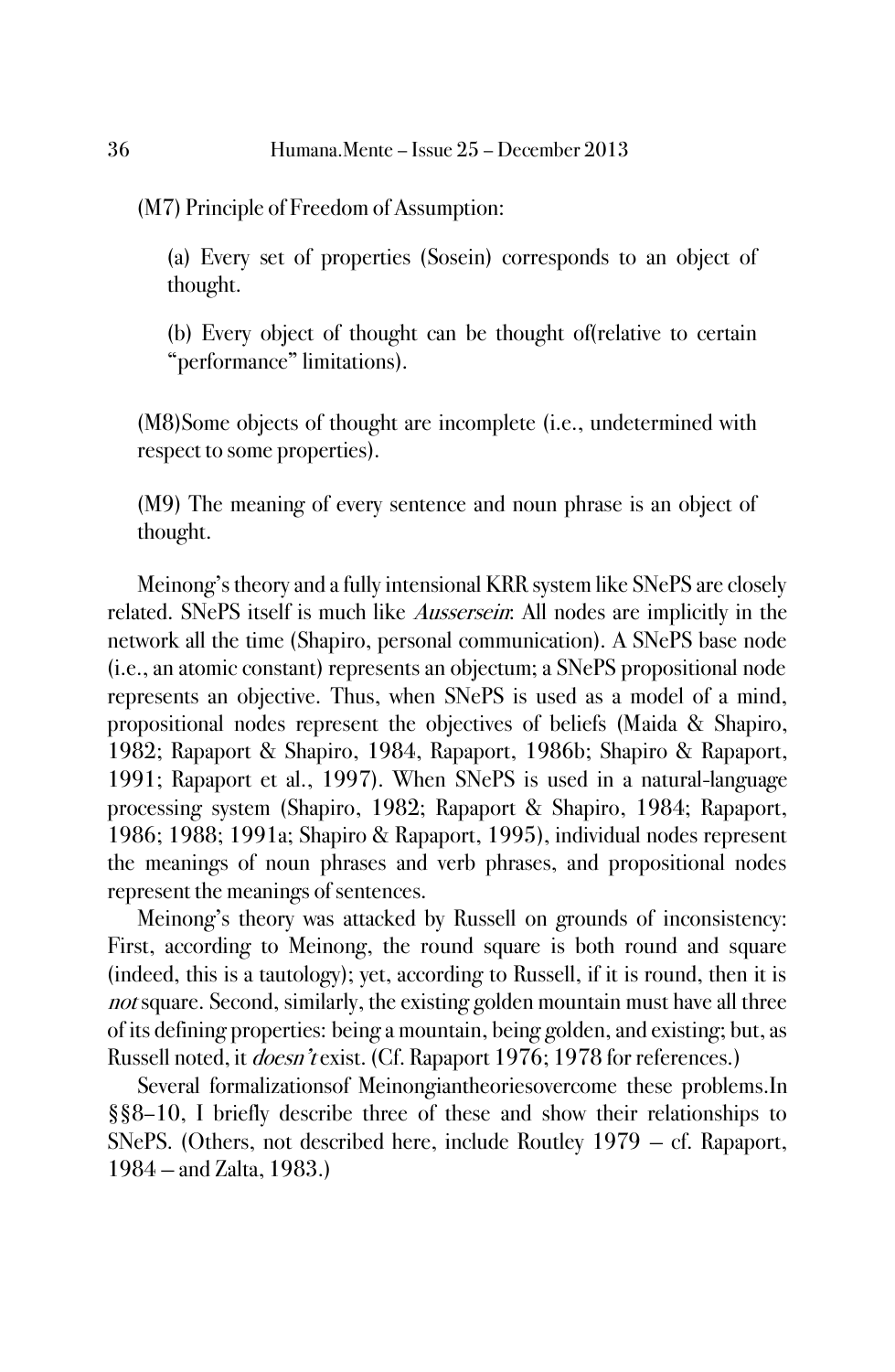(M7) Principle of Freedom of Assumption:

> (a) Every set of properties (Sosein) corresponds to an object of thought.
>
> (b) Every object of thought can be thought of(relative to certain "performance" limitations).

(M8)Some objects of thought are incomplete (i.e., undetermined with respect to some properties).

(M9) The meaning of every sentence and noun phrase is an object of thought.

Meinong's theory and a fully intensional KRR system like SNePS are closely related. SNePS itself is much like *Aussersein*: All nodes are implicitly in the network all the time (Shapiro, personal communication). A SNePS base node (i.e., an atomic constant) represents an objectum; a SNePS propositional node represents an objective. Thus, when SNePS is used as a model of a mind, propositional nodes represent the objectives of beliefs (Maida & Shapiro, 1982; Rapaport & Shapiro, 1984, Rapaport, 1986b; Shapiro & Rapaport, 1991; Rapaport et al., 1997). When SNePS is used in a natural-language processing system (Shapiro, 1982; Rapaport & Shapiro, 1984; Rapaport, 1986; 1988; 1991a; Shapiro & Rapaport, 1995), individual nodes represent the meanings of noun phrases and verb phrases, and propositional nodes represent the meanings of sentences.

Meinong's theory was attacked by Russell on grounds of inconsistency: First, according to Meinong, the round square is both round and square (indeed, this is a tautology); yet, according to Russell, if it is round, then it is *not* square. Second, similarly, the existing golden mountain must have all three of its defining properties: being a mountain, being golden, and existing; but, as Russell noted, it *doesn't* exist. (Cf. Rapaport 1976; 1978 for references.)

Several formalizationsof Meinongiantheoriesovercome these problems.In §§8–10, I briefly describe three of these and show their relationships to SNePS. (Others, not described here, include Routley 1979 – cf. Rapaport, 1984 – and Zalta, 1983.)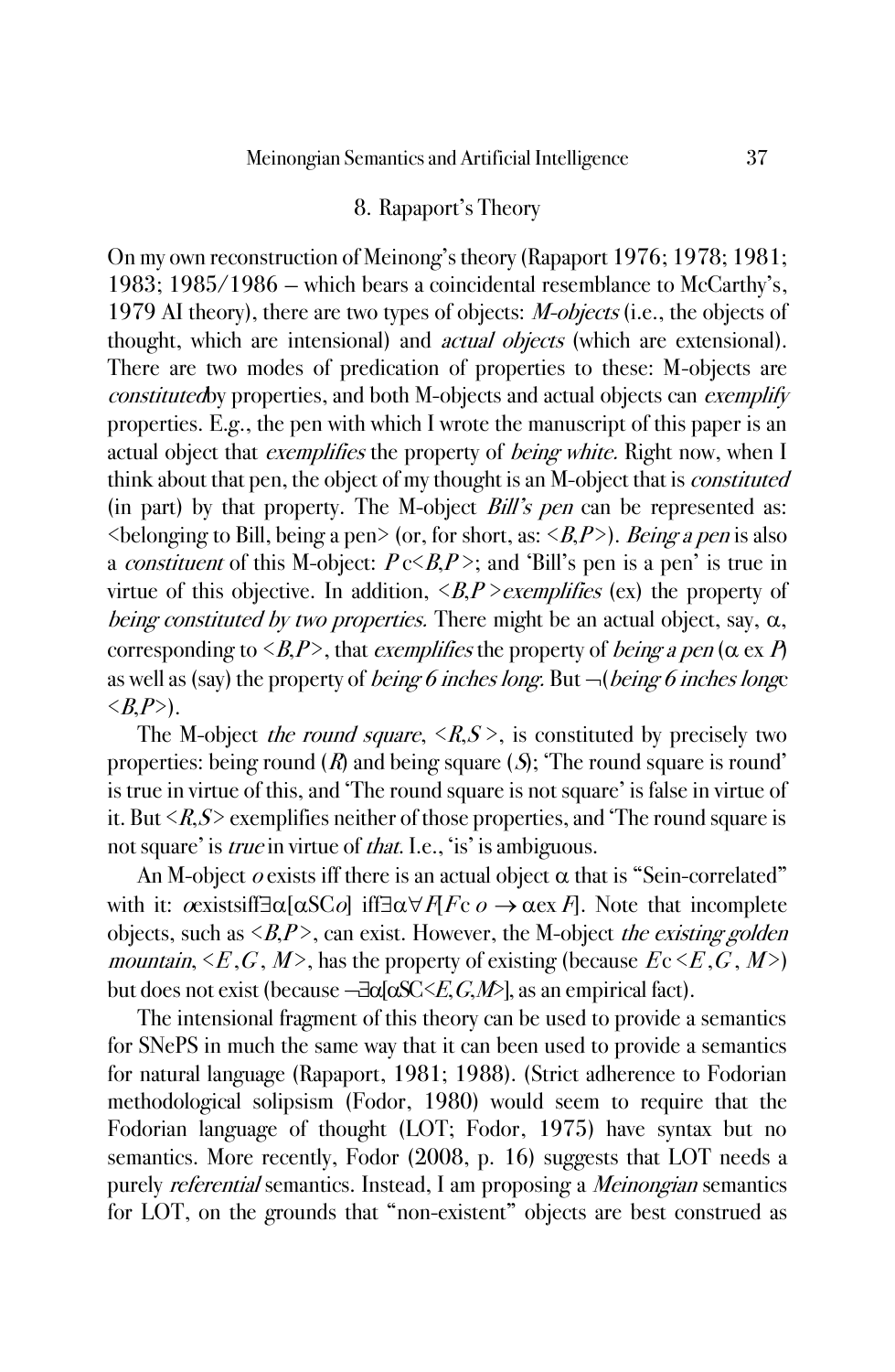## 8. Rapaport's Theory

On my own reconstruction of Meinong's theory (Rapaport 1976; 1978; 1981; 1983; 1985/1986 – which bears a coincidental resemblance to McCarthy's, 1979 AI theory), there are two types of objects: *M-objects* (i.e., the objects of thought, which are intensional) and *actual objects* (which are extensional). There are two modes of predication of properties to these: M-objects are *constituted* by properties, and both M-objects and actual objects can *exemplify* properties. E.g., the pen with which I wrote the manuscript of this paper is an actual object that *exemplifies* the property of *being white.* Right now, when I think about that pen, the object of my thought is an M-object that is *constituted* (in part) by that property. The M-object *Bill's pen* can be represented as: <belonging to Bill, being a pen> (or, for short, as: $<B,P>$). *Being a pen* is also a *constituent* of this M-object: $P\,\mathrm{c}<B,P>$; and 'Bill's pen is a pen' is true in virtue of this objective. In addition, $<B,P>$ *exemplifies* (ex) the property of *being constituted by two properties.* There might be an actual object, say, $\alpha$, corresponding to $<B,P>$, that *exemplifies* the property of *being a pen* ($\alpha$ ex $P$) as well as (say) the property of *being 6 inches long*. But $\neg$(*being 6 inches long* c $<B,P>$).

The M-object *the round square*, $<R,S>$, is constituted by precisely two properties: being round ($R$) and being square ($S$); 'The round square is round' is true in virtue of this, and 'The round square is not square' is false in virtue of it. But $<R,S>$ exemplifies neither of those properties, and 'The round square is not square' is *true* in virtue of *that.* I.e., 'is' is ambiguous.

An M-object $o$ exists iff there is an actual object $\alpha$ that is "Sein-correlated" with it: $o$ exists iff $\exists\alpha[\alpha\mathrm{SC}o]$ iff $\exists\alpha\forall F[F\mathrm{c}\,o \rightarrow \alpha\,\mathrm{ex}\,F]$. Note that incomplete objects, such as $<B,P>$, can exist. However, the M-object *the existing golden mountain*, $<E,G,M>$, has the property of existing (because $E\,\mathrm{c}<E,G,M>$) but does not exist (because $\neg\exists\alpha[\alpha\mathrm{SC}<E,G,M>]$, as an empirical fact).

The intensional fragment of this theory can be used to provide a semantics for SNePS in much the same way that it can been used to provide a semantics for natural language (Rapaport, 1981; 1988). (Strict adherence to Fodorian methodological solipsism (Fodor, 1980) would seem to require that the Fodorian language of thought (LOT; Fodor, 1975) have syntax but no semantics. More recently, Fodor (2008, p. 16) suggests that LOT needs a purely *referential* semantics. Instead, I am proposing a *Meinongian* semantics for LOT, on the grounds that "non-existent" objects are best construed as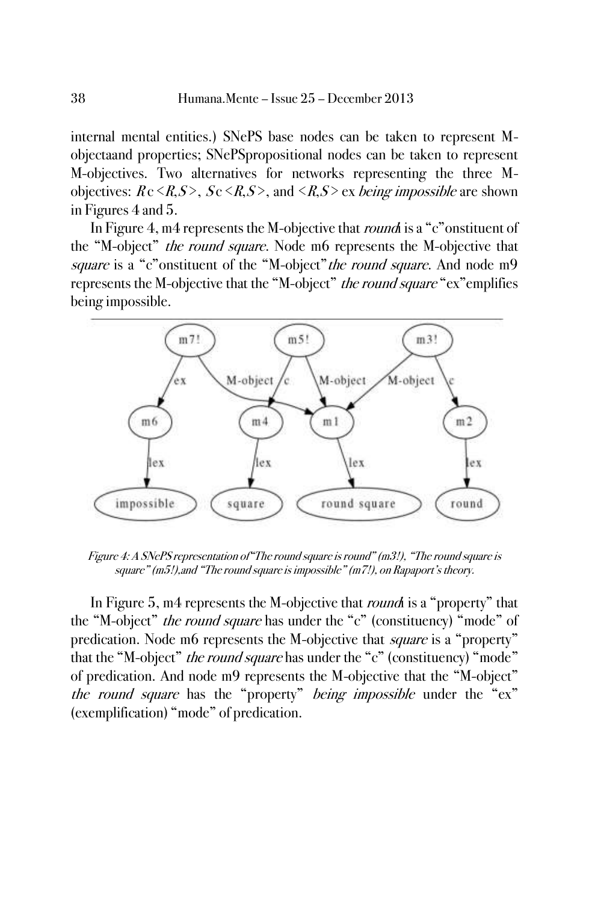internal mental entities.) SNePS base nodes can be taken to represent M-objectaand properties; SNePSpropositional nodes can be taken to represent M-objectives. Two alternatives for networks representing the three M-objectives: *R* c <*R*,*S*>, *S* c <*R*,*S*>, and <*R*,*S*> ex *being impossible* are shown in Figures 4 and 5.

In Figure 4, m4 represents the M-objective that *round* is a "c"onstituent of the "M-object" *the round square*. Node m6 represents the M-objective that *square* is a "c"onstituent of the "M-object" *the round square*. And node m9 represents the M-objective that the "M-object" *the round square* "ex"emplifies being impossible.

*Figure 4: A SNePS representation of "The round square is round" (m3!), "The round square is square" (m5!),and "The round square is impossible" (m7!), on Rapaport's theory.*

In Figure 5, m4 represents the M-objective that *round* is a "property" that the "M-object" *the round square* has under the "c" (constituency) "mode" of predication. Node m6 represents the M-objective that *square* is a "property" that the "M-object" *the round square* has under the "c" (constituency) "mode" of predication. And node m9 represents the M-objective that the "M-object" *the round square* has the "property" *being impossible* under the "ex" (exemplification) "mode" of predication.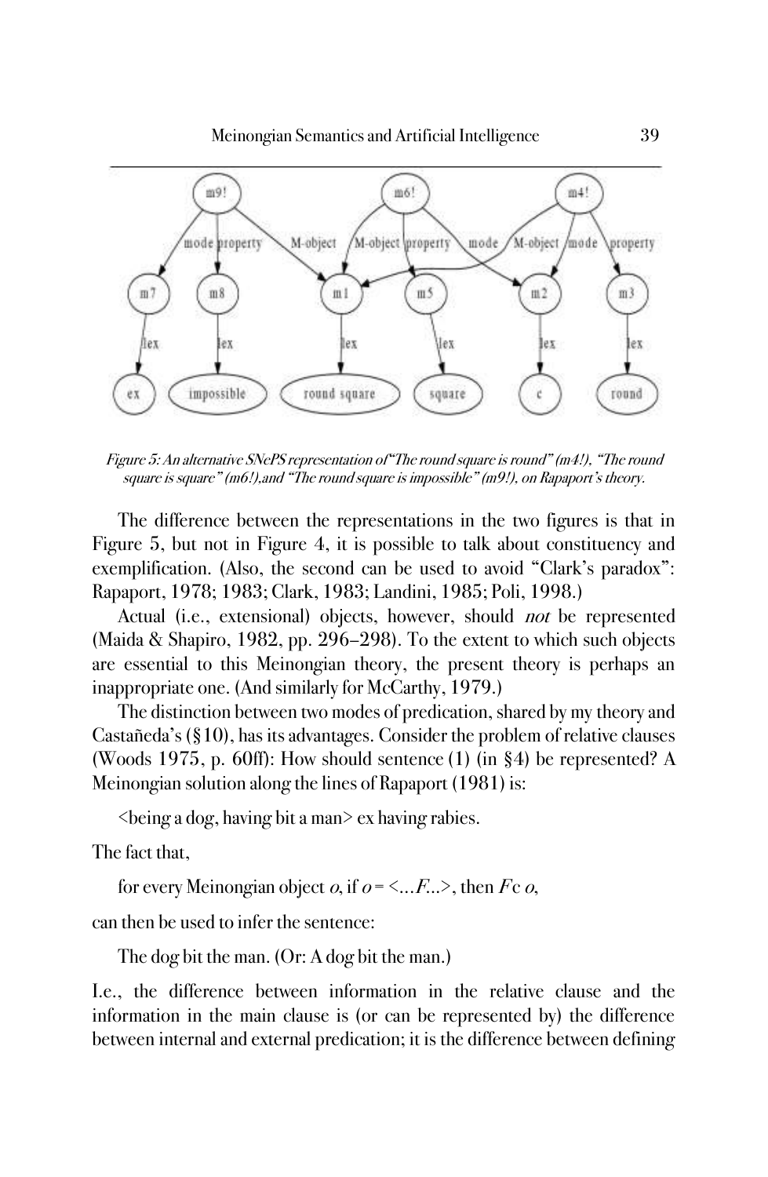*Figure 5: An alternative SNePS representation of "The round square is round" (m4!), "The round square is square" (m6!), and "The round square is impossible" (m9!), on Rapaport's theory.*

The difference between the representations in the two figures is that in Figure 5, but not in Figure 4, it is possible to talk about constituency and exemplification. (Also, the second can be used to avoid "Clark's paradox": Rapaport, 1978; 1983; Clark, 1983; Landini, 1985; Poli, 1998.)

Actual (i.e., extensional) objects, however, should *not* be represented (Maida & Shapiro, 1982, pp. 296–298). To the extent to which such objects are essential to this Meinongian theory, the present theory is perhaps an inappropriate one. (And similarly for McCarthy, 1979.)

The distinction between two modes of predication, shared by my theory and Castañeda's (§10), has its advantages. Consider the problem of relative clauses (Woods 1975, p. 60ff): How should sentence (1) (in §4) be represented? A Meinongian solution along the lines of Rapaport (1981) is:

<being a dog, having bit a man> ex having rabies.

The fact that,

for every Meinongian object *o*, if *o* = <...*F*...>, then *F* c *o*,

can then be used to infer the sentence:

The dog bit the man. (Or: A dog bit the man.)

I.e., the difference between information in the relative clause and the information in the main clause is (or can be represented by) the difference between internal and external predication; it is the difference between defining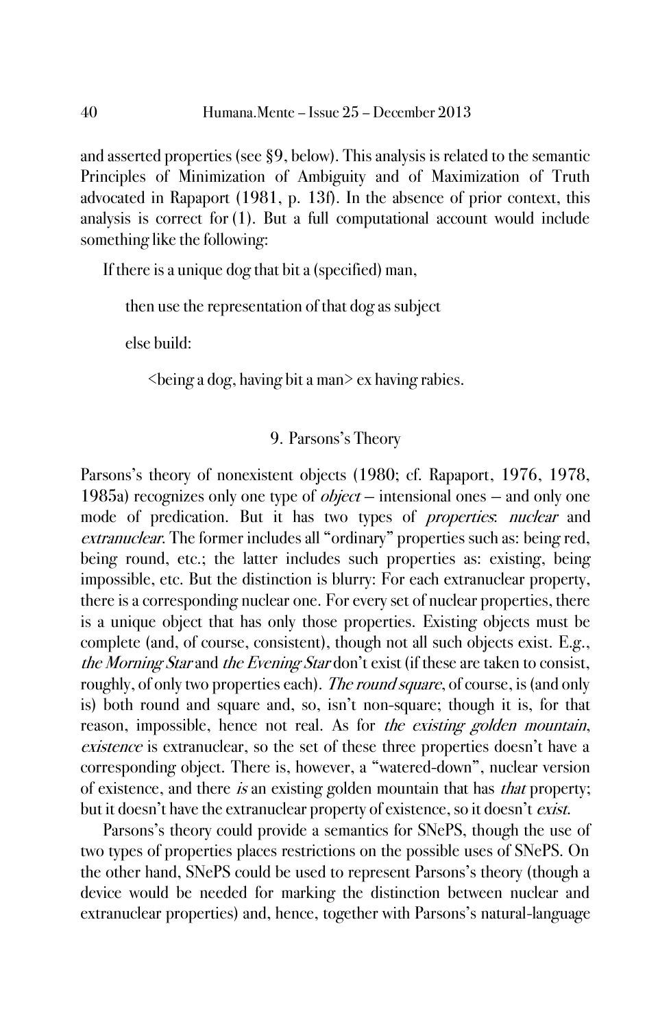and asserted properties (see §9, below). This analysis is related to the semantic Principles of Minimization of Ambiguity and of Maximization of Truth advocated in Rapaport (1981, p. 13f). In the absence of prior context, this analysis is correct for (1). But a full computational account would include something like the following:

If there is a unique dog that bit a (specified) man,

then use the representation of that dog as subject

else build:

<being a dog, having bit a man> ex having rabies.

## 9. Parsons's Theory

Parsons's theory of nonexistent objects (1980; cf. Rapaport, 1976, 1978, 1985a) recognizes only one type of *object* – intensional ones – and only one mode of predication. But it has two types of *properties*: *nuclear* and *extranuclear*. The former includes all "ordinary" properties such as: being red, being round, etc.; the latter includes such properties as: existing, being impossible, etc. But the distinction is blurry: For each extranuclear property, there is a corresponding nuclear one. For every set of nuclear properties, there is a unique object that has only those properties. Existing objects must be complete (and, of course, consistent), though not all such objects exist. E.g., *the Morning Star* and *the Evening Star* don't exist (if these are taken to consist, roughly, of only two properties each). *The round square*, of course, is (and only is) both round and square and, so, isn't non-square; though it is, for that reason, impossible, hence not real. As for *the existing golden mountain*, *existence* is extranuclear, so the set of these three properties doesn't have a corresponding object. There is, however, a "watered-down", nuclear version of existence, and there *is* an existing golden mountain that has *that* property; but it doesn't have the extranuclear property of existence, so it doesn't *exist*.

Parsons's theory could provide a semantics for SNePS, though the use of two types of properties places restrictions on the possible uses of SNePS. On the other hand, SNePS could be used to represent Parsons's theory (though a device would be needed for marking the distinction between nuclear and extranuclear properties) and, hence, together with Parsons's natural-language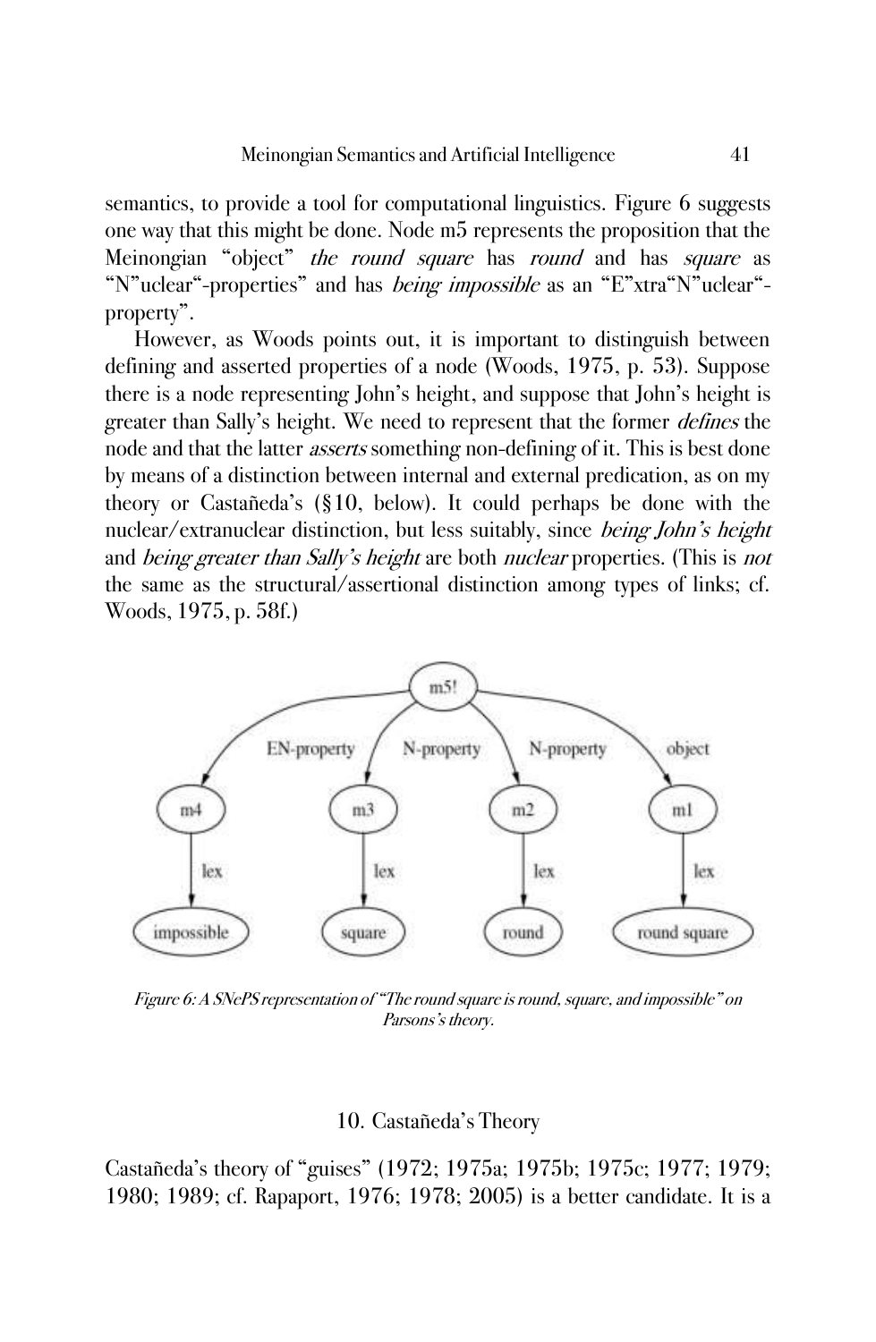semantics, to provide a tool for computational linguistics. Figure 6 suggests one way that this might be done. Node m5 represents the proposition that the Meinongian "object" *the round square* has *round* and has *square* as "N"uclear"-properties" and has *being impossible* as an "E"xtra"N"uclear"-property".

However, as Woods points out, it is important to distinguish between defining and asserted properties of a node (Woods, 1975, p. 53). Suppose there is a node representing John's height, and suppose that John's height is greater than Sally's height. We need to represent that the former *defines* the node and that the latter *asserts* something non-defining of it. This is best done by means of a distinction between internal and external predication, as on my theory or Castañeda's (§10, below). It could perhaps be done with the nuclear/extranuclear distinction, but less suitably, since *being John's height* and *being greater than Sally's height* are both *nuclear* properties. (This is *not* the same as the structural/assertional distinction among types of links; cf. Woods, 1975, p. 58f.)

*Figure 6: A SNePS representation of "The round square is round, square, and impossible" on Parsons's theory.*

## 10. Castañeda's Theory

Castañeda's theory of "guises" (1972; 1975a; 1975b; 1975c; 1977; 1979; 1980; 1989; cf. Rapaport, 1976; 1978; 2005) is a better candidate. It is a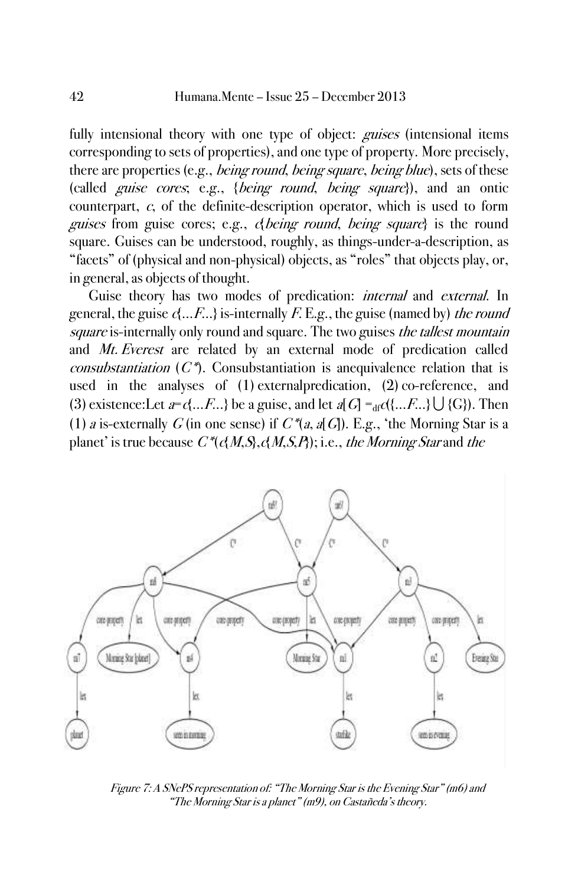fully intensional theory with one type of object: *guises* (intensional items corresponding to sets of properties), and one type of property. More precisely, there are properties (e.g., *being round*, *being square*, *being blue*), sets of these (called *guise cores*; e.g., {*being round*, *being square*}), and an ontic counterpart, *c*, of the definite-description operator, which is used to form *guises* from guise cores; e.g., *c*{*being round*, *being square*} is the round square. Guises can be understood, roughly, as things-under-a-description, as "facets" of (physical and non-physical) objects, as "roles" that objects play, or, in general, as objects of thought.

Guise theory has two modes of predication: *internal* and *external*. In general, the guise *c*{...*F*...} is-internally *F*. E.g., the guise (named by) *the round square* is-internally only round and square. The two guises *the tallest mountain* and *Mt. Everest* are related by an external mode of predication called *consubstantiation* ($C^*$). Consubstantiation is anequivalence relation that is used in the analyses of (1) externalpredication, (2) co-reference, and (3) existence:Let $a = c\{...F...\}$ be a guise, and let $a[G] =_{df} c(\{...F...\} \cup \{G\})$. Then (1) *a* is-externally *G* (in one sense) if $C^*(a, a[G])$. E.g., 'the Morning Star is a planet' is true because $C^*(c\{M,S\}, c\{M,S,P\})$; i.e., *the Morning Star* and *the*

*Figure 7: A SNePS representation of: "The Morning Star is the Evening Star" (m6) and "The Morning Star is a planet" (m9), on Castañeda's theory.*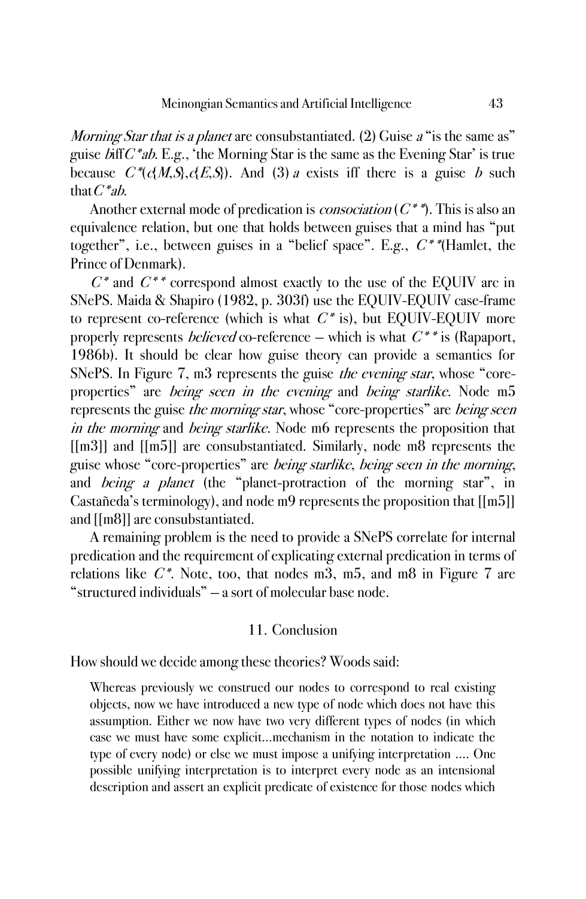*Morning Star that is a planet* are consubstantiated. (2) Guise *a* "is the same as" guise *b* iff $C^*ab$. E.g., 'the Morning Star is the same as the Evening Star' is true because $C^*(c\{M,S\},c\{E,S\})$. And (3) *a* exists iff there is a guise *b* such that $C^*ab$.

Another external mode of predication is *consociation* ($C^{**}$). This is also an equivalence relation, but one that holds between guises that a mind has "put together", i.e., between guises in a "belief space". E.g., $C^{**}$(Hamlet, the Prince of Denmark).

$C^*$ and $C^{**}$ correspond almost exactly to the use of the EQUIV arc in SNePS. Maida & Shapiro (1982, p. 303f) use the EQUIV-EQUIV case-frame to represent co-reference (which is what $C^*$ is), but EQUIV-EQUIV more properly represents *believed* co-reference – which is what $C^{**}$ is (Rapaport, 1986b). It should be clear how guise theory can provide a semantics for SNePS. In Figure 7, m3 represents the guise *the evening star*, whose "core-properties" are *being seen in the evening* and *being starlike*. Node m5 represents the guise *the morning star*, whose "core-properties" are *being seen in the morning* and *being starlike*. Node m6 represents the proposition that [[m3]] and [[m5]] are consubstantiated. Similarly, node m8 represents the guise whose "core-properties" are *being starlike*, *being seen in the morning*, and *being a planet* (the "planet-protraction of the morning star", in Castañeda's terminology), and node m9 represents the proposition that [[m5]] and [[m8]] are consubstantiated.

A remaining problem is the need to provide a SNePS correlate for internal predication and the requirement of explicating external predication in terms of relations like $C^*$. Note, too, that nodes m3, m5, and m8 in Figure 7 are "structured individuals" – a sort of molecular base node.

## 11. Conclusion

How should we decide among these theories? Woods said:

> Whereas previously we construed our nodes to correspond to real existing objects, now we have introduced a new type of node which does not have this assumption. Either we now have two very different types of nodes (in which case we must have some explicit...mechanism in the notation to indicate the type of every node) or else we must impose a unifying interpretation .... One possible unifying interpretation is to interpret every node as an intensional description and assert an explicit predicate of existence for those nodes which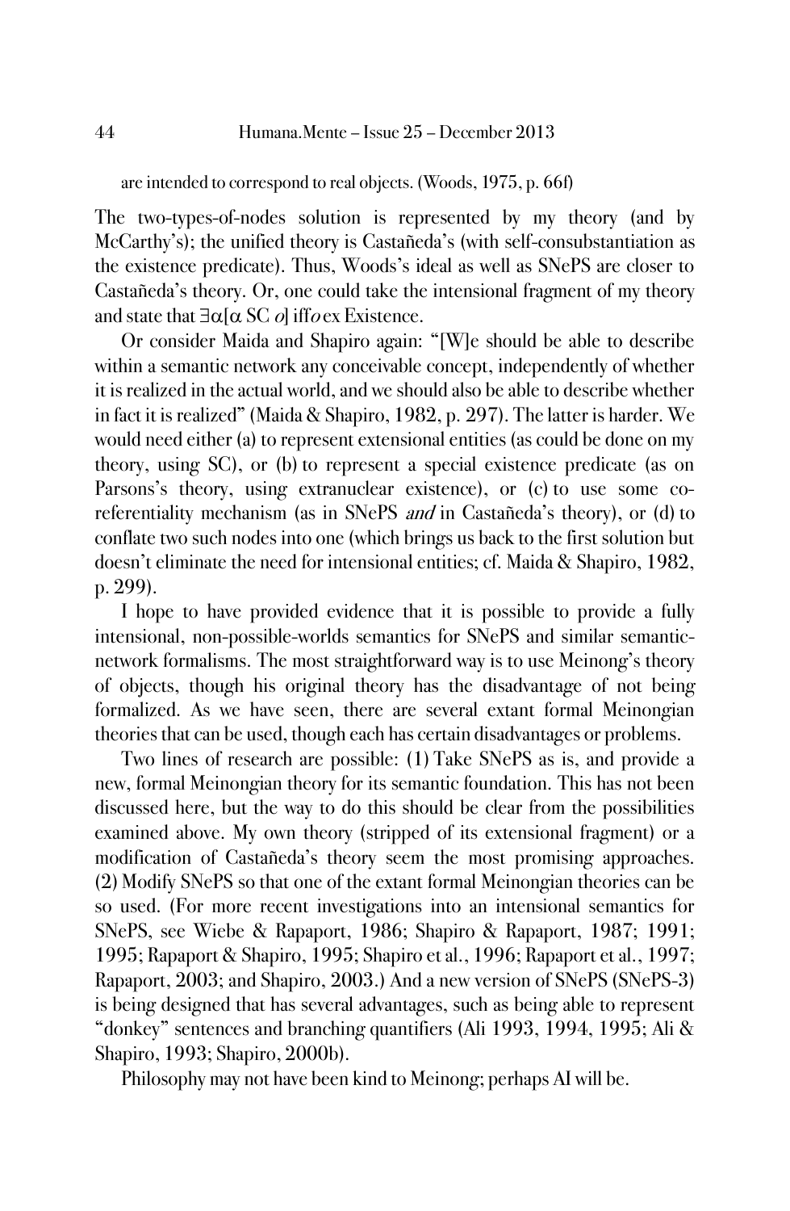are intended to correspond to real objects. (Woods, 1975, p. 66f)

The two-types-of-nodes solution is represented by my theory (and by McCarthy's); the unified theory is Castañeda's (with self-consubstantiation as the existence predicate). Thus, Woods's ideal as well as SNePS are closer to Castañeda's theory. Or, one could take the intensional fragment of my theory and state that $\exists\alpha[\alpha \text{ SC } o]$ iff *o* ex Existence.

Or consider Maida and Shapiro again: "[W]e should be able to describe within a semantic network any conceivable concept, independently of whether it is realized in the actual world, and we should also be able to describe whether in fact it is realized" (Maida & Shapiro, 1982, p. 297). The latter is harder. We would need either (a) to represent extensional entities (as could be done on my theory, using SC), or (b) to represent a special existence predicate (as on Parsons's theory, using extranuclear existence), or (c) to use some co-referentiality mechanism (as in SNePS *and* in Castañeda's theory), or (d) to conflate two such nodes into one (which brings us back to the first solution but doesn't eliminate the need for intensional entities; cf. Maida & Shapiro, 1982, p. 299).

I hope to have provided evidence that it is possible to provide a fully intensional, non-possible-worlds semantics for SNePS and similar semantic-network formalisms. The most straightforward way is to use Meinong's theory of objects, though his original theory has the disadvantage of not being formalized. As we have seen, there are several extant formal Meinongian theories that can be used, though each has certain disadvantages or problems.

Two lines of research are possible: (1) Take SNePS as is, and provide a new, formal Meinongian theory for its semantic foundation. This has not been discussed here, but the way to do this should be clear from the possibilities examined above. My own theory (stripped of its extensional fragment) or a modification of Castañeda's theory seem the most promising approaches. (2) Modify SNePS so that one of the extant formal Meinongian theories can be so used. (For more recent investigations into an intensional semantics for SNePS, see Wiebe & Rapaport, 1986; Shapiro & Rapaport, 1987; 1991; 1995; Rapaport & Shapiro, 1995; Shapiro et al., 1996; Rapaport et al., 1997; Rapaport, 2003; and Shapiro, 2003.) And a new version of SNePS (SNePS-3) is being designed that has several advantages, such as being able to represent "donkey" sentences and branching quantifiers (Ali 1993, 1994, 1995; Ali & Shapiro, 1993; Shapiro, 2000b).

Philosophy may not have been kind to Meinong; perhaps AI will be.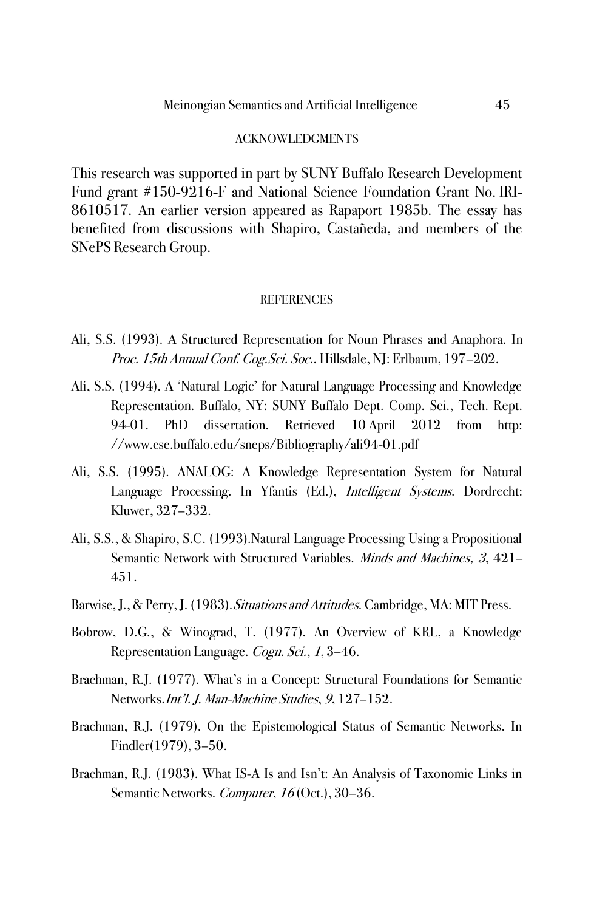## ACKNOWLEDGMENTS

This research was supported in part by SUNY Buffalo Research Development Fund grant #150-9216-F and National Science Foundation Grant No. IRI-8610517. An earlier version appeared as Rapaport 1985b. The essay has benefited from discussions with Shapiro, Castañeda, and members of the SNePS Research Group.

## REFERENCES

Ali, S.S. (1993). A Structured Representation for Noun Phrases and Anaphora. In *Proc. 15th Annual Conf. Cog.Sci. Soc.*. Hillsdale, NJ: Erlbaum, 197–202.

Ali, S.S. (1994). A 'Natural Logic' for Natural Language Processing and Knowledge Representation. Buffalo, NY: SUNY Buffalo Dept. Comp. Sci., Tech. Rept. 94-01. PhD dissertation. Retrieved 10 April 2012 from http://www.cse.buffalo.edu/sneps/Bibliography/ali94-01.pdf

Ali, S.S. (1995). ANALOG: A Knowledge Representation System for Natural Language Processing. In Yfantis (Ed.), *Intelligent Systems*. Dordrecht: Kluwer, 327–332.

Ali, S.S., & Shapiro, S.C. (1993).Natural Language Processing Using a Propositional Semantic Network with Structured Variables. *Minds and Machines, 3*, 421–451.

Barwise, J., & Perry, J. (1983).*Situations and Attitudes*. Cambridge, MA: MIT Press.

Bobrow, D.G., & Winograd, T. (1977). An Overview of KRL, a Knowledge Representation Language. *Cogn. Sci.*, *1*, 3–46.

Brachman, R.J. (1977). What's in a Concept: Structural Foundations for Semantic Networks.*Int'l. J. Man-Machine Studies*, *9*, 127–152.

Brachman, R.J. (1979). On the Epistemological Status of Semantic Networks. In Findler(1979), 3–50.

Brachman, R.J. (1983). What IS-A Is and Isn't: An Analysis of Taxonomic Links in Semantic Networks. *Computer*, *16* (Oct.), 30–36.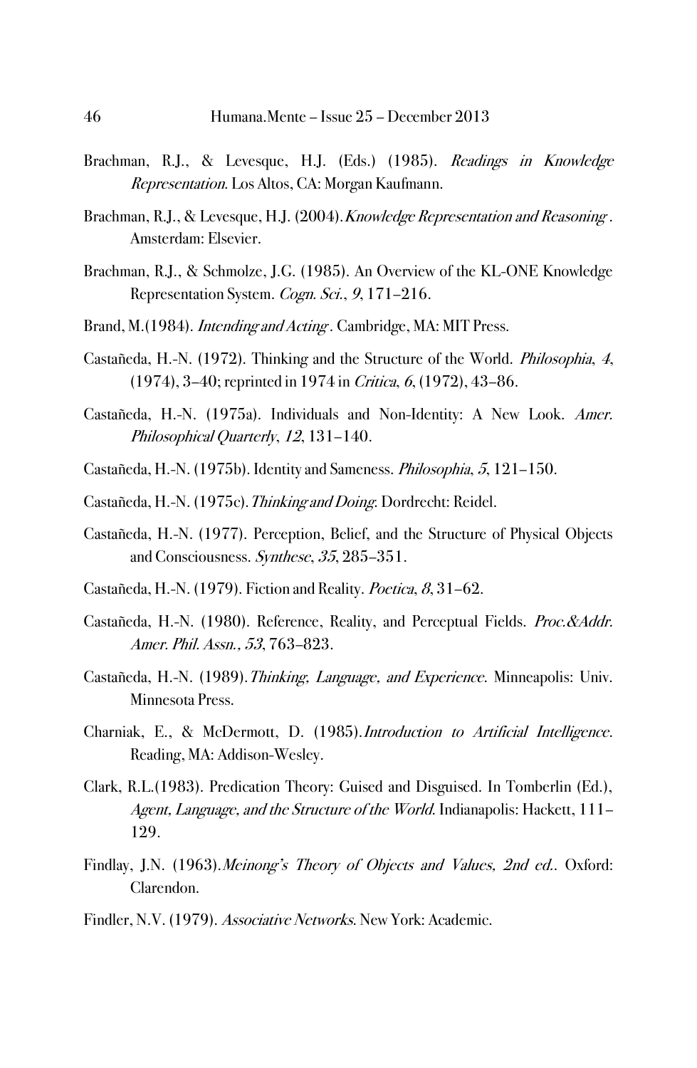Brachman, R.J., & Levesque, H.J. (Eds.) (1985). *Readings in Knowledge Representation*. Los Altos, CA: Morgan Kaufmann.

Brachman, R.J., & Levesque, H.J. (2004). *Knowledge Representation and Reasoning*. Amsterdam: Elsevier.

Brachman, R.J., & Schmolze, J.G. (1985). An Overview of the KL-ONE Knowledge Representation System. *Cogn. Sci.*, *9*, 171–216.

Brand, M.(1984). *Intending and Acting*. Cambridge, MA: MIT Press.

Castañeda, H.-N. (1972). Thinking and the Structure of the World. *Philosophia*, *4*, (1974), 3–40; reprinted in 1974 in *Critica*, *6*, (1972), 43–86.

Castañeda, H.-N. (1975a). Individuals and Non-Identity: A New Look. *Amer. Philosophical Quarterly*, *12*, 131–140.

Castañeda, H.-N. (1975b). Identity and Sameness. *Philosophia*, *5*, 121–150.

Castañeda, H.-N. (1975c). *Thinking and Doing*: Dordrecht: Reidel.

Castañeda, H.-N. (1977). Perception, Belief, and the Structure of Physical Objects and Consciousness. *Synthese*, *35*, 285–351.

Castañeda, H.-N. (1979). Fiction and Reality. *Poetica*, *8*, 31–62.

Castañeda, H.-N. (1980). Reference, Reality, and Perceptual Fields. *Proc.&Addr. Amer. Phil. Assn., 53*, 763–823.

Castañeda, H.-N. (1989). *Thinking, Language, and Experience*. Minneapolis: Univ. Minnesota Press.

Charniak, E., & McDermott, D. (1985). *Introduction to Artificial Intelligence*. Reading, MA: Addison-Wesley.

Clark, R.L.(1983). Predication Theory: Guised and Disguised. In Tomberlin (Ed.), *Agent, Language, and the Structure of the World*. Indianapolis: Hackett, 111–129.

Findlay, J.N. (1963). *Meinong's Theory of Objects and Values, 2nd ed.*. Oxford: Clarendon.

Findler, N.V. (1979). *Associative Networks*. New York: Academic.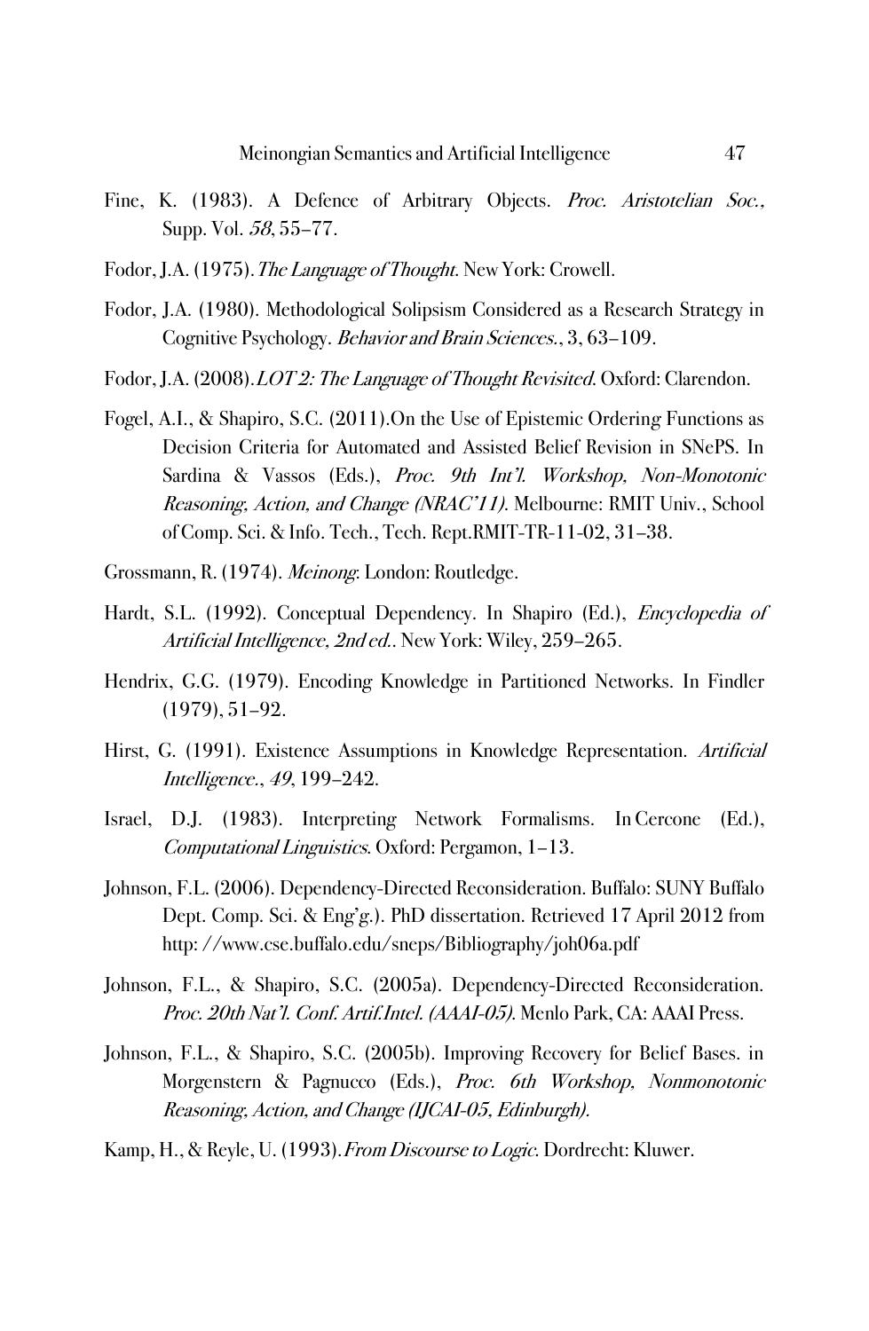Fine, K. (1983). A Defence of Arbitrary Objects. *Proc. Aristotelian Soc.*, Supp. Vol. *58*, 55–77.

Fodor, J.A. (1975). *The Language of Thought*. New York: Crowell.

Fodor, J.A. (1980). Methodological Solipsism Considered as a Research Strategy in Cognitive Psychology. *Behavior and Brain Sciences.*, 3, 63–109.

Fodor, J.A. (2008). *LOT 2: The Language of Thought Revisited*. Oxford: Clarendon.

Fogel, A.I., & Shapiro, S.C. (2011).On the Use of Epistemic Ordering Functions as Decision Criteria for Automated and Assisted Belief Revision in SNePS. In Sardina & Vassos (Eds.), *Proc. 9th Int'l. Workshop, Non-Monotonic Reasoning, Action, and Change (NRAC'11)*. Melbourne: RMIT Univ., School of Comp. Sci. & Info. Tech., Tech. Rept.RMIT-TR-11-02, 31–38.

Grossmann, R. (1974). *Meinong*: London: Routledge.

Hardt, S.L. (1992). Conceptual Dependency. In Shapiro (Ed.), *Encyclopedia of Artificial Intelligence, 2nd ed.*. New York: Wiley, 259–265.

Hendrix, G.G. (1979). Encoding Knowledge in Partitioned Networks. In Findler (1979), 51–92.

Hirst, G. (1991). Existence Assumptions in Knowledge Representation. *Artificial Intelligence.*, *49*, 199–242.

Israel, D.J. (1983). Interpreting Network Formalisms. In Cercone (Ed.), *Computational Linguistics*. Oxford: Pergamon, 1–13.

Johnson, F.L. (2006). Dependency-Directed Reconsideration. Buffalo: SUNY Buffalo Dept. Comp. Sci. & Eng'g.). PhD dissertation. Retrieved 17 April 2012 from http: //www.cse.buffalo.edu/sneps/Bibliography/joh06a.pdf

Johnson, F.L., & Shapiro, S.C. (2005a). Dependency-Directed Reconsideration. *Proc. 20th Nat'l. Conf. Artif.Intel. (AAAI-05)*. Menlo Park, CA: AAAI Press.

Johnson, F.L., & Shapiro, S.C. (2005b). Improving Recovery for Belief Bases. in Morgenstern & Pagnucco (Eds.), *Proc. 6th Workshop, Nonmonotonic Reasoning, Action, and Change (IJCAI-05, Edinburgh)*.

Kamp, H., & Reyle, U. (1993). *From Discourse to Logic*. Dordrecht: Kluwer.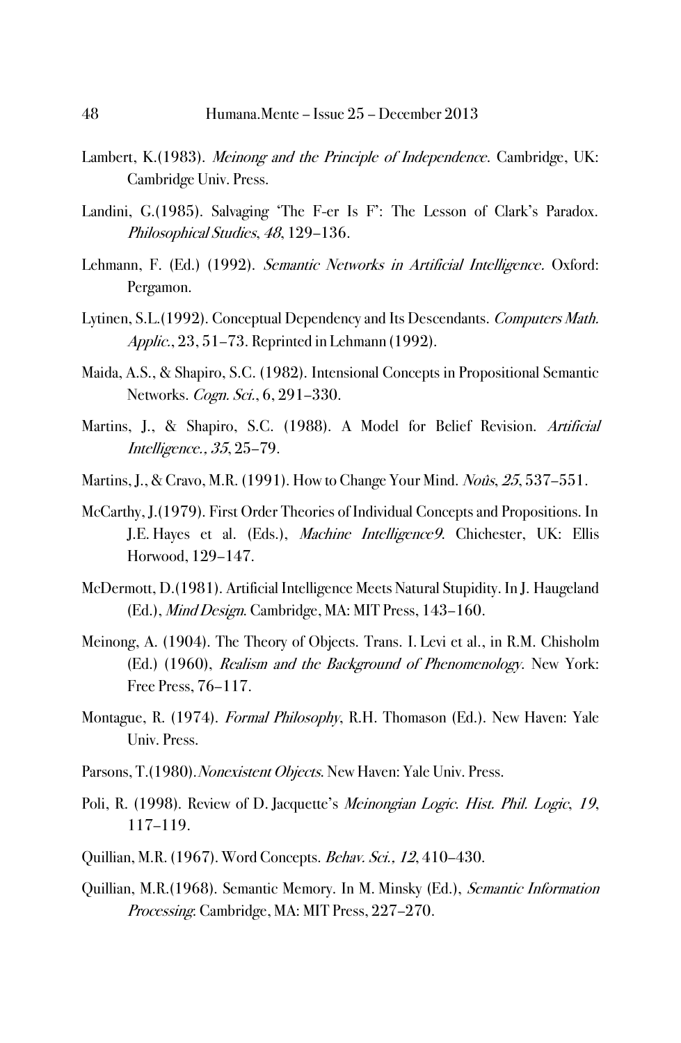Lambert, K.(1983). *Meinong and the Principle of Independence*. Cambridge, UK: Cambridge Univ. Press.

Landini, G.(1985). Salvaging 'The F-er Is F': The Lesson of Clark's Paradox. *Philosophical Studies*, *48*, 129–136.

Lehmann, F. (Ed.) (1992). *Semantic Networks in Artificial Intelligence*. Oxford: Pergamon.

Lytinen, S.L.(1992). Conceptual Dependency and Its Descendants. *Computers Math. Applic.*, 23, 51–73. Reprinted in Lehmann (1992).

Maida, A.S., & Shapiro, S.C. (1982). Intensional Concepts in Propositional Semantic Networks. *Cogn. Sci.*, 6, 291–330.

Martins, J., & Shapiro, S.C. (1988). A Model for Belief Revision. *Artificial Intelligence.*, *35*, 25–79.

Martins, J., & Cravo, M.R. (1991). How to Change Your Mind. *Noûs*, *25*, 537–551.

McCarthy, J.(1979). First Order Theories of Individual Concepts and Propositions. In J.E. Hayes et al. (Eds.), *Machine Intelligence 9*. Chichester, UK: Ellis Horwood, 129–147.

McDermott, D.(1981). Artificial Intelligence Meets Natural Stupidity. In J. Haugeland (Ed.), *Mind Design*. Cambridge, MA: MIT Press, 143–160.

Meinong, A. (1904). The Theory of Objects. Trans. I. Levi et al., in R.M. Chisholm (Ed.) (1960), *Realism and the Background of Phenomenology*. New York: Free Press, 76–117.

Montague, R. (1974). *Formal Philosophy*, R.H. Thomason (Ed.). New Haven: Yale Univ. Press.

Parsons, T.(1980). *Nonexistent Objects*. New Haven: Yale Univ. Press.

Poli, R. (1998). Review of D. Jacquette's *Meinongian Logic*. *Hist. Phil. Logic*, *19*, 117–119.

Quillian, M.R. (1967). Word Concepts. *Behav. Sci.*, *12*, 410–430.

Quillian, M.R.(1968). Semantic Memory. In M. Minsky (Ed.), *Semantic Information Processing*. Cambridge, MA: MIT Press, 227–270.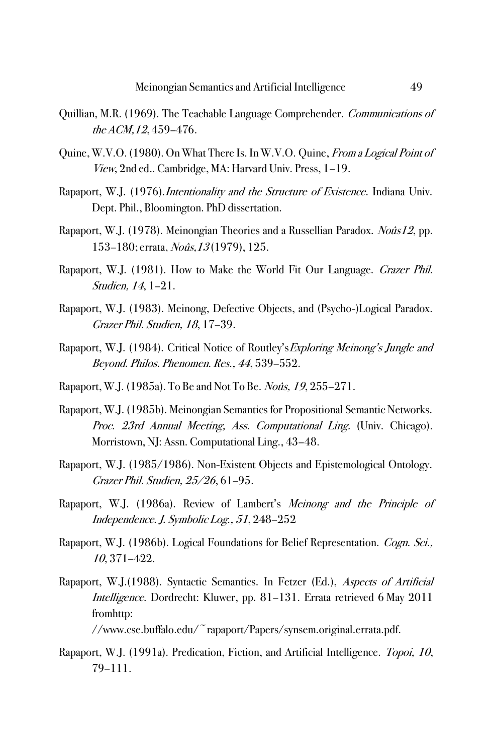Quillian, M.R. (1969). The Teachable Language Comprehender. *Communications of the ACM,12*, 459–476.

Quine, W.V.O. (1980). On What There Is. In W.V.O. Quine, *From a Logical Point of View*, 2nd ed.. Cambridge, MA: Harvard Univ. Press, 1–19.

Rapaport, W.J. (1976).*Intentionality and the Structure of Existence*. Indiana Univ. Dept. Phil., Bloomington. PhD dissertation.

Rapaport, W.J. (1978). Meinongian Theories and a Russellian Paradox. *Noûs12*, pp. 153–180; errata, *Noûs,13* (1979), 125.

Rapaport, W.J. (1981). How to Make the World Fit Our Language. *Grazer Phil. Studien, 14*, 1–21.

Rapaport, W.J. (1983). Meinong, Defective Objects, and (Psycho-)Logical Paradox. *Grazer Phil. Studien, 18*, 17–39.

Rapaport, W.J. (1984). Critical Notice of Routley's*Exploring Meinong's Jungle and Beyond. Philos. Phenomen. Res., 44*, 539–552.

Rapaport, W.J. (1985a). To Be and Not To Be. *Noûs, 19*, 255–271.

Rapaport, W.J. (1985b). Meinongian Semantics for Propositional Semantic Networks. *Proc. 23rd Annual Meeting, Ass. Computational Ling.* (Univ. Chicago). Morristown, NJ: Assn. Computational Ling., 43–48.

Rapaport, W.J. (1985/1986). Non-Existent Objects and Epistemological Ontology. *Grazer Phil. Studien, 25/26*, 61–95.

Rapaport, W.J. (1986a). Review of Lambert's *Meinong and the Principle of Independence. J. Symbolic Log., 51*, 248–252

Rapaport, W.J. (1986b). Logical Foundations for Belief Representation. *Cogn. Sci., 10*, 371–422.

Rapaport, W.J.(1988). Syntactic Semantics. In Fetzer (Ed.), *Aspects of Artificial Intelligence*. Dordrecht: Kluwer, pp. 81–131. Errata retrieved 6 May 2011 fromhttp: //www.cse.buffalo.edu/~rapaport/Papers/synsem.original.errata.pdf.

Rapaport, W.J. (1991a). Predication, Fiction, and Artificial Intelligence. *Topoi, 10*, 79–111.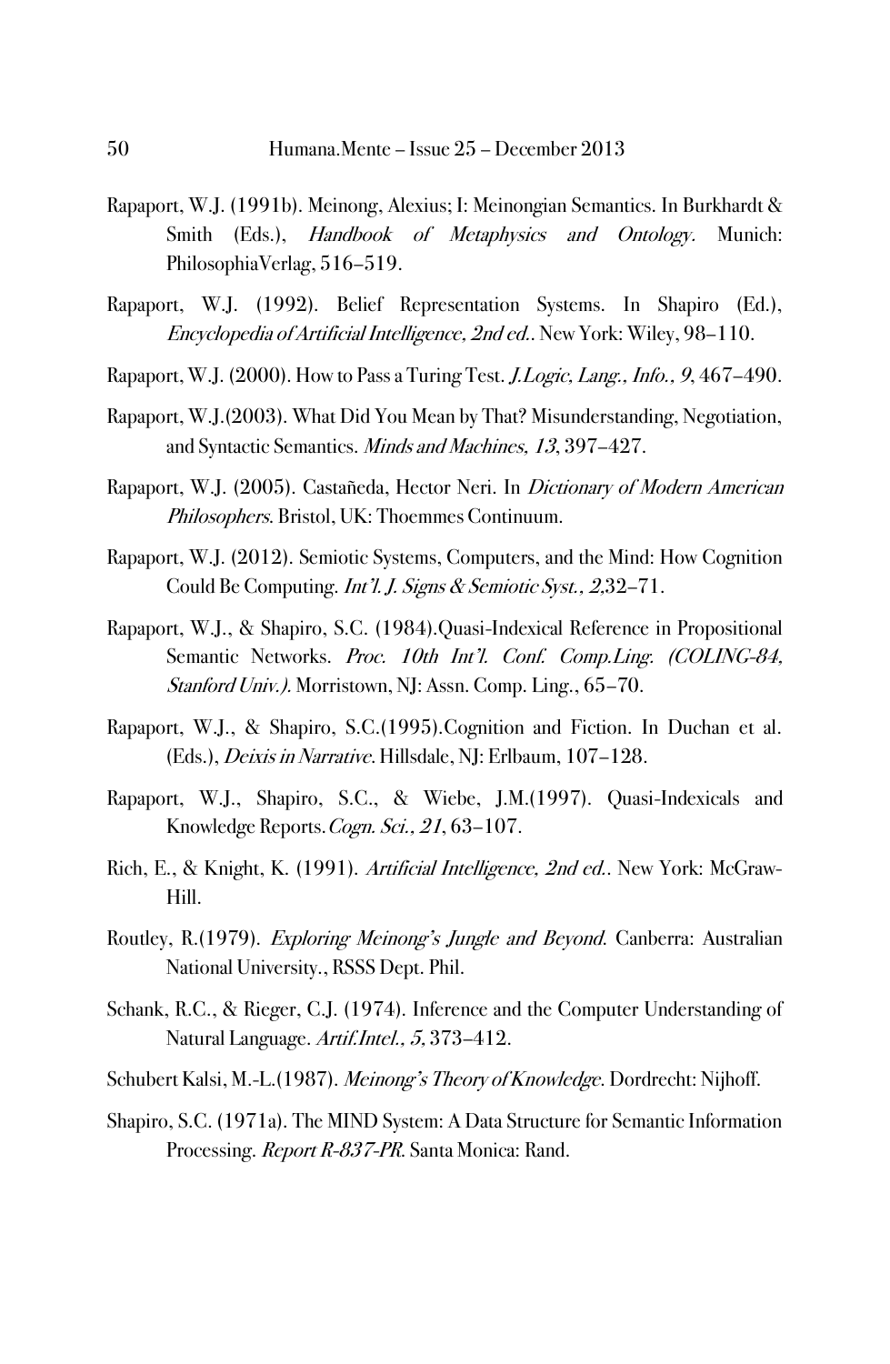Rapaport, W.J. (1991b). Meinong, Alexius; I: Meinongian Semantics. In Burkhardt & Smith (Eds.), *Handbook of Metaphysics and Ontology*. Munich: PhilosophiaVerlag, 516–519.

Rapaport, W.J. (1992). Belief Representation Systems. In Shapiro (Ed.), *Encyclopedia of Artificial Intelligence, 2nd ed.*. New York: Wiley, 98–110.

Rapaport, W.J. (2000). How to Pass a Turing Test. *J.Logic, Lang., Info., 9*, 467–490.

Rapaport, W.J.(2003). What Did You Mean by That? Misunderstanding, Negotiation, and Syntactic Semantics. *Minds and Machines, 13*, 397–427.

Rapaport, W.J. (2005). Castañeda, Hector Neri. In *Dictionary of Modern American Philosophers*. Bristol, UK: Thoemmes Continuum.

Rapaport, W.J. (2012). Semiotic Systems, Computers, and the Mind: How Cognition Could Be Computing. *Int'l. J. Signs & Semiotic Syst., 2*,32–71.

Rapaport, W.J., & Shapiro, S.C. (1984).Quasi-Indexical Reference in Propositional Semantic Networks. *Proc. 10th Int'l. Conf. Comp.Ling. (COLING-84, Stanford Univ.)*. Morristown, NJ: Assn. Comp. Ling., 65–70.

Rapaport, W.J., & Shapiro, S.C.(1995).Cognition and Fiction. In Duchan et al. (Eds.), *Deixis in Narrative*. Hillsdale, NJ: Erlbaum, 107–128.

Rapaport, W.J., Shapiro, S.C., & Wiebe, J.M.(1997). Quasi-Indexicals and Knowledge Reports.*Cogn. Sci., 21*, 63–107.

Rich, E., & Knight, K. (1991). *Artificial Intelligence, 2nd ed.*. New York: McGraw-Hill.

Routley, R.(1979). *Exploring Meinong's Jungle and Beyond*. Canberra: Australian National University., RSSS Dept. Phil.

Schank, R.C., & Rieger, C.J. (1974). Inference and the Computer Understanding of Natural Language. *Artif.Intel., 5*, 373–412.

Schubert Kalsi, M.-L.(1987). *Meinong's Theory of Knowledge*. Dordrecht: Nijhoff.

Shapiro, S.C. (1971a). The MIND System: A Data Structure for Semantic Information Processing. *Report R-837-PR*. Santa Monica: Rand.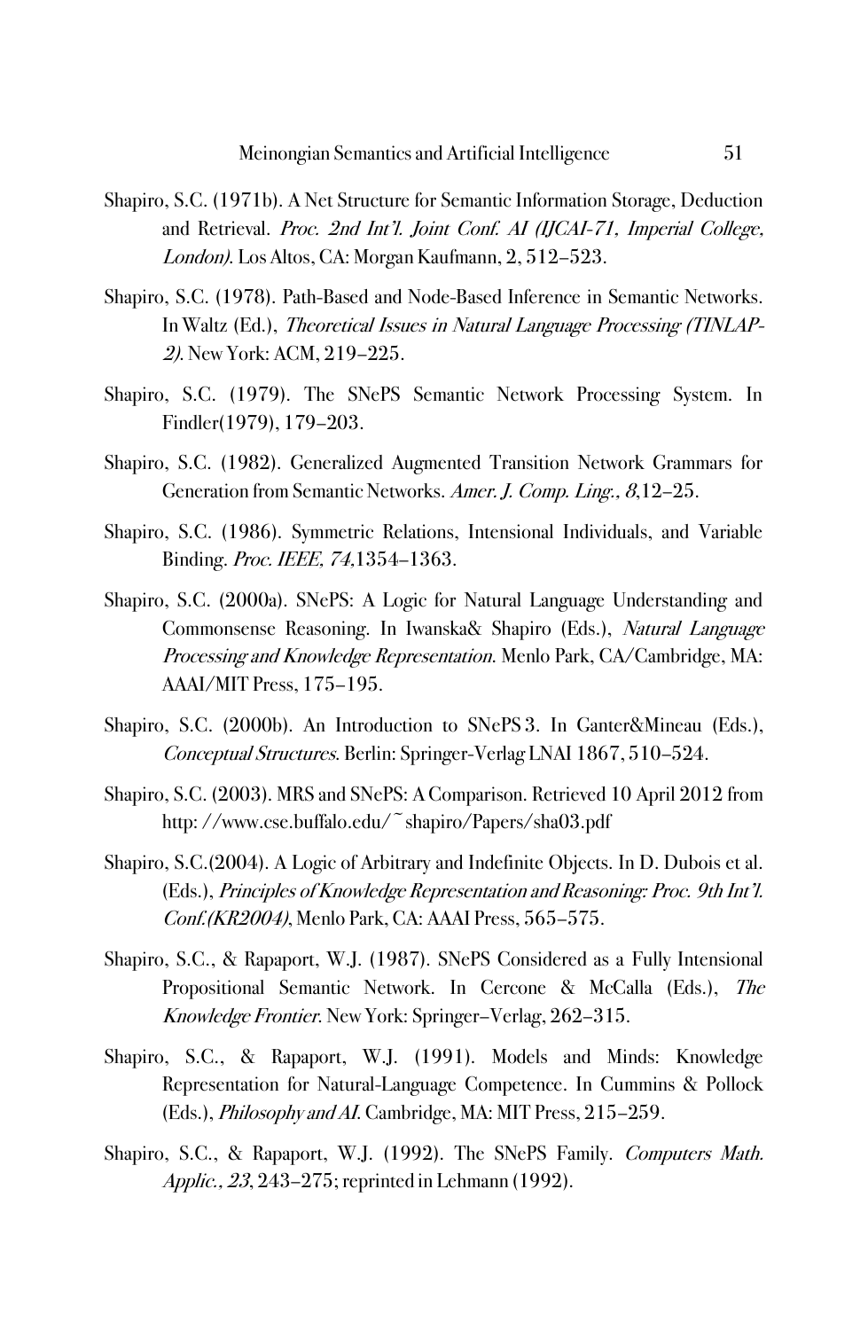Shapiro, S.C. (1971b). A Net Structure for Semantic Information Storage, Deduction and Retrieval. *Proc. 2nd Int'l. Joint Conf. AI (IJCAI-71, Imperial College, London)*. Los Altos, CA: Morgan Kaufmann, 2, 512–523.

Shapiro, S.C. (1978). Path-Based and Node-Based Inference in Semantic Networks. In Waltz (Ed.), *Theoretical Issues in Natural Language Processing (TINLAP-2)*. New York: ACM, 219–225.

Shapiro, S.C. (1979). The SNePS Semantic Network Processing System. In Findler(1979), 179–203.

Shapiro, S.C. (1982). Generalized Augmented Transition Network Grammars for Generation from Semantic Networks. *Amer. J. Comp. Ling., 8*,12–25.

Shapiro, S.C. (1986). Symmetric Relations, Intensional Individuals, and Variable Binding. *Proc. IEEE, 74*,1354–1363.

Shapiro, S.C. (2000a). SNePS: A Logic for Natural Language Understanding and Commonsense Reasoning. In Iwanska& Shapiro (Eds.), *Natural Language Processing and Knowledge Representation*. Menlo Park, CA/Cambridge, MA: AAAI/MIT Press, 175–195.

Shapiro, S.C. (2000b). An Introduction to SNePS 3. In Ganter&Mineau (Eds.), *Conceptual Structures*. Berlin: Springer-Verlag LNAI 1867, 510–524.

Shapiro, S.C. (2003). MRS and SNePS: A Comparison. Retrieved 10 April 2012 from http://www.cse.buffalo.edu/~shapiro/Papers/sha03.pdf

Shapiro, S.C.(2004). A Logic of Arbitrary and Indefinite Objects. In D. Dubois et al. (Eds.), *Principles of Knowledge Representation and Reasoning: Proc. 9th Int'l. Conf.(KR2004)*, Menlo Park, CA: AAAI Press, 565–575.

Shapiro, S.C., & Rapaport, W.J. (1987). SNePS Considered as a Fully Intensional Propositional Semantic Network. In Cercone & McCalla (Eds.), *The Knowledge Frontier*. New York: Springer–Verlag, 262–315.

Shapiro, S.C., & Rapaport, W.J. (1991). Models and Minds: Knowledge Representation for Natural-Language Competence. In Cummins & Pollock (Eds.), *Philosophy and AI*. Cambridge, MA: MIT Press, 215–259.

Shapiro, S.C., & Rapaport, W.J. (1992). The SNePS Family. *Computers Math. Applic., 23*, 243–275; reprinted in Lehmann (1992).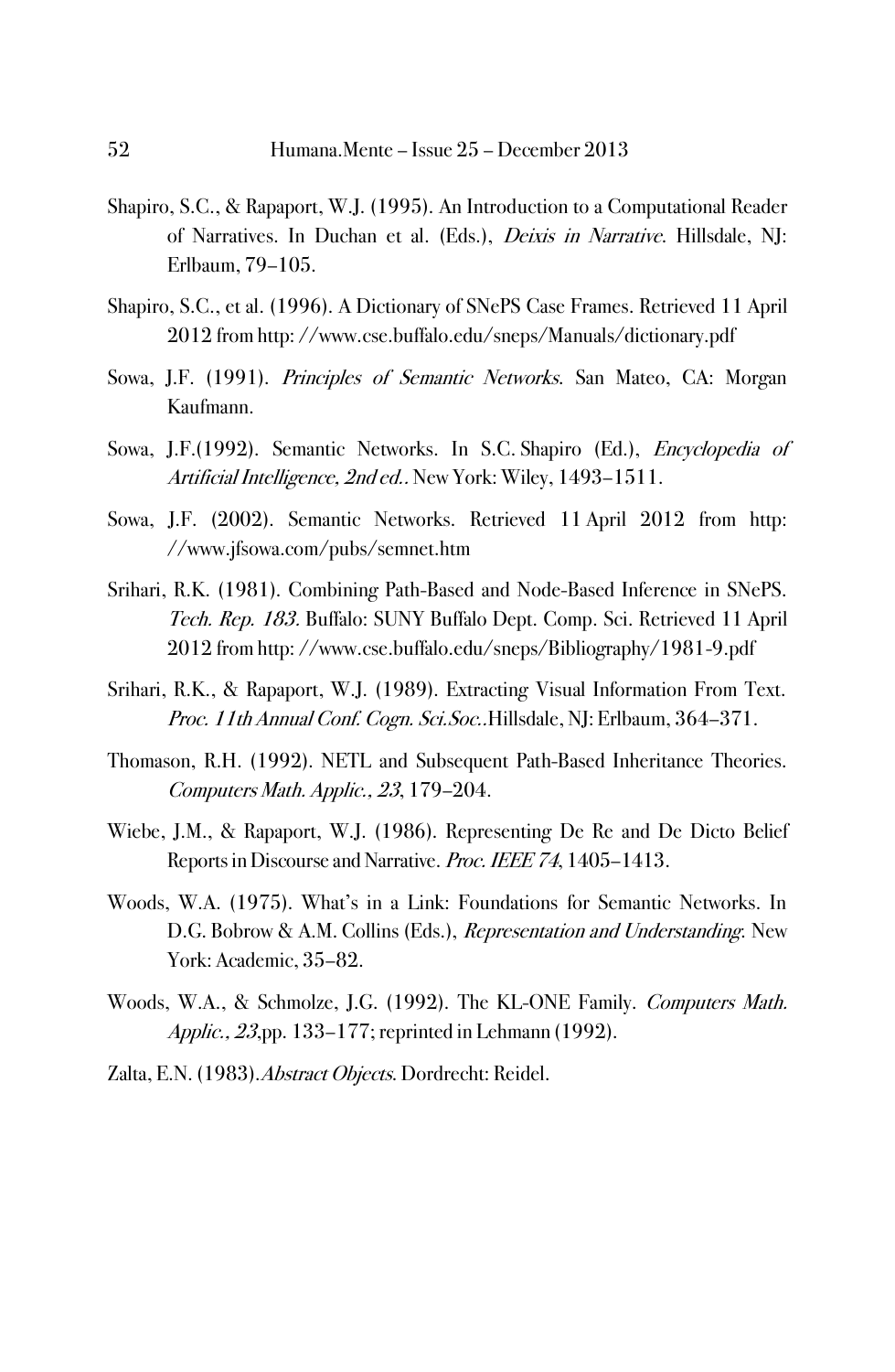Shapiro, S.C., & Rapaport, W.J. (1995). An Introduction to a Computational Reader of Narratives. In Duchan et al. (Eds.), *Deixis in Narrative*. Hillsdale, NJ: Erlbaum, 79–105.

Shapiro, S.C., et al. (1996). A Dictionary of SNePS Case Frames. Retrieved 11 April 2012 from http: //www.cse.buffalo.edu/sneps/Manuals/dictionary.pdf

Sowa, J.F. (1991). *Principles of Semantic Networks*. San Mateo, CA: Morgan Kaufmann.

Sowa, J.F.(1992). Semantic Networks. In S.C. Shapiro (Ed.), *Encyclopedia of Artificial Intelligence, 2nd ed.*. New York: Wiley, 1493–1511.

Sowa, J.F. (2002). Semantic Networks. Retrieved 11 April 2012 from http: //www.jfsowa.com/pubs/semnet.htm

Srihari, R.K. (1981). Combining Path-Based and Node-Based Inference in SNePS. *Tech. Rep. 183.* Buffalo: SUNY Buffalo Dept. Comp. Sci. Retrieved 11 April 2012 from http: //www.cse.buffalo.edu/sneps/Bibliography/1981-9.pdf

Srihari, R.K., & Rapaport, W.J. (1989). Extracting Visual Information From Text. *Proc. 11th Annual Conf. Cogn. Sci.Soc.*.Hillsdale, NJ: Erlbaum, 364–371.

Thomason, R.H. (1992). NETL and Subsequent Path-Based Inheritance Theories. *Computers Math. Applic., 23*, 179–204.

Wiebe, J.M., & Rapaport, W.J. (1986). Representing De Re and De Dicto Belief Reports in Discourse and Narrative. *Proc. IEEE 74*, 1405–1413.

Woods, W.A. (1975). What's in a Link: Foundations for Semantic Networks. In D.G. Bobrow & A.M. Collins (Eds.), *Representation and Understanding*. New York: Academic, 35–82.

Woods, W.A., & Schmolze, J.G. (1992). The KL-ONE Family. *Computers Math. Applic., 23*,pp. 133–177; reprinted in Lehmann (1992).

Zalta, E.N. (1983).*Abstract Objects*. Dordrecht: Reidel.